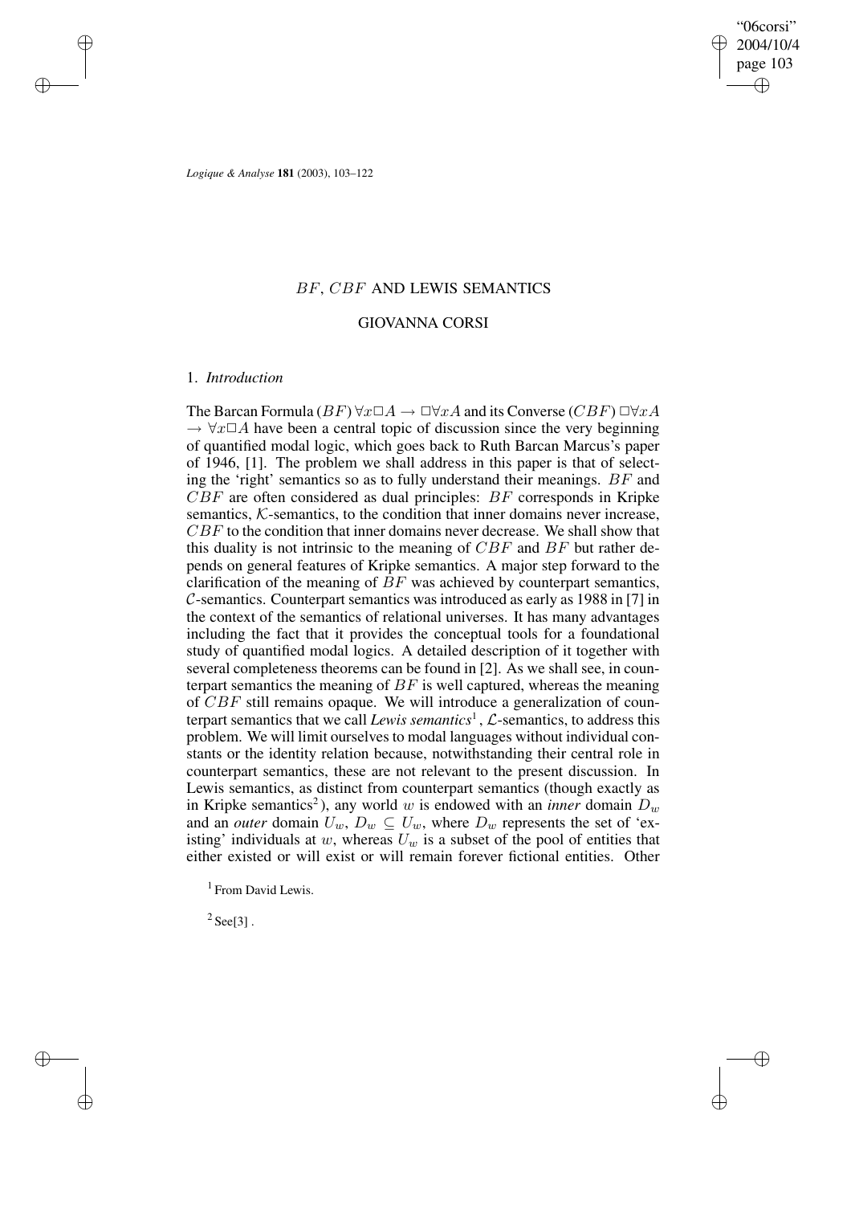# $BF$, $CBF$ AND LEWIS SEMANTICS

## GIOVANNA CORSI

### 1. *Introduction*

The Barcan Formula ($BF$) $\forall x\Box A \rightarrow \Box\forall xA$ and its Converse ($CBF$) $\Box\forall xA \rightarrow \forall x\Box A$ have been a central topic of discussion since the very beginning of quantified modal logic, which goes back to Ruth Barcan Marcus's paper of 1946, [1]. The problem we shall address in this paper is that of selecting the 'right' semantics so as to fully understand their meanings. $BF$ and $CBF$ are often considered as dual principles: $BF$ corresponds in Kripke semantics, $\mathcal{K}$-semantics, to the condition that inner domains never increase, $CBF$ to the condition that inner domains never decrease. We shall show that this duality is not intrinsic to the meaning of $CBF$ and $BF$ but rather depends on general features of Kripke semantics. A major step forward to the clarification of the meaning of $BF$ was achieved by counterpart semantics, $\mathcal{C}$-semantics. Counterpart semantics was introduced as early as 1988 in [7] in the context of the semantics of relational universes. It has many advantages including the fact that it provides the conceptual tools for a foundational study of quantified modal logics. A detailed description of it together with several completeness theorems can be found in [2]. As we shall see, in counterpart semantics the meaning of $BF$ is well captured, whereas the meaning of $CBF$ still remains opaque. We will introduce a generalization of counterpart semantics that we call *Lewis semantics*[1], $\mathcal{L}$-semantics, to address this problem. We will limit ourselves to modal languages without individual constants or the identity relation because, notwithstanding their central role in counterpart semantics, these are not relevant to the present discussion. In Lewis semantics, as distinct from counterpart semantics (though exactly as in Kripke semantics[2]), any world $w$ is endowed with an *inner* domain $D_w$ and an *outer* domain $U_w$, $D_w \subseteq U_w$, where $D_w$ represents the set of 'existing' individuals at $w$, whereas $U_w$ is a subset of the pool of entities that either existed or will exist or will remain forever fictional entities. Other

[1] From David Lewis.

[2] See[3] .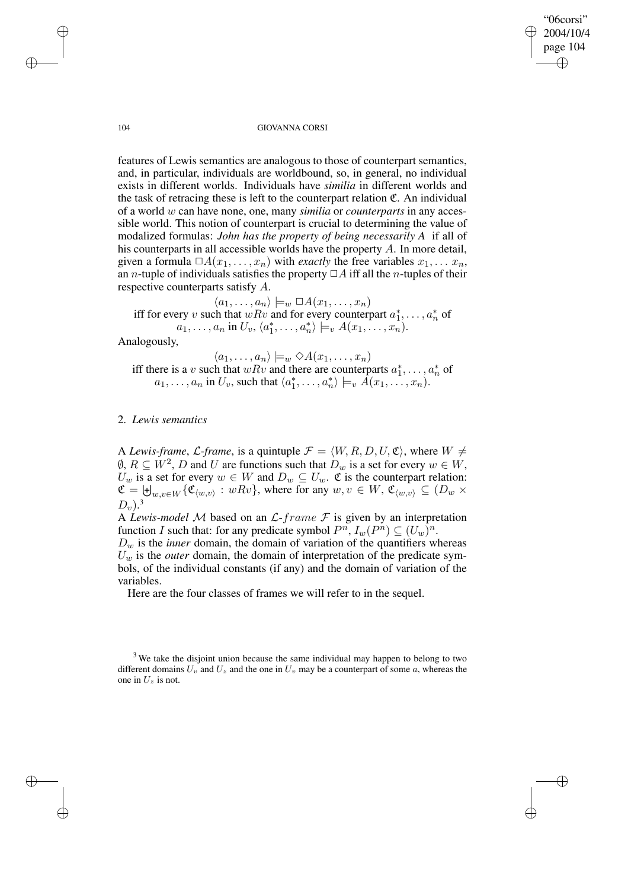features of Lewis semantics are analogous to those of counterpart semantics, and, in particular, individuals are worldbound, so, in general, no individual exists in different worlds. Individuals have *similia* in different worlds and the task of retracing these is left to the counterpart relation $\mathfrak{C}$. An individual of a world $w$ can have none, one, many *similia* or *counterparts* in any accessible world. This notion of counterpart is crucial to determining the value of modalized formulas: *John has the property of being necessarily A* if all of his counterparts in all accessible worlds have the property $A$. In more detail, given a formula $\Box A(x_1, \ldots, x_n)$ with *exactly* the free variables $x_1, \ldots x_n$, an $n$-tuple of individuals satisfies the property $\Box A$ iff all the $n$-tuples of their respective counterparts satisfy $A$.

$$\langle a_1, \ldots, a_n \rangle \models_w \Box A(x_1, \ldots, x_n)$$

iff for every $v$ such that $wRv$ and for every counterpart $a_1^*, \ldots, a_n^*$ of $a_1, \ldots, a_n$ in $U_v$, $\langle a_1^*, \ldots, a_n^* \rangle \models_v A(x_1, \ldots, x_n)$.

Analogously,

$$\langle a_1, \ldots, a_n \rangle \models_w \Diamond A(x_1, \ldots, x_n)$$

iff there is a $v$ such that $wRv$ and there are counterparts $a_1^*, \ldots, a_n^*$ of $a_1, \ldots, a_n$ in $U_v$, such that $\langle a_1^*, \ldots, a_n^* \rangle \models_v A(x_1, \ldots, x_n)$.

## 2. *Lewis semantics*

A *Lewis-frame*, $\mathcal{L}$*-frame*, is a quintuple $\mathcal{F} = \langle W, R, D, U, \mathfrak{C} \rangle$, where $W \neq \emptyset$, $R \subseteq W^2$, $D$ and $U$ are functions such that $D_w$ is a set for every $w \in W$, $U_w$ is a set for every $w \in W$ and $D_w \subseteq U_w$. $\mathfrak{C}$ is the counterpart relation: $\mathfrak{C} = \biguplus_{w,v \in W} \{\mathfrak{C}_{\langle w,v \rangle} : wRv\}$, where for any $w, v \in W$, $\mathfrak{C}_{\langle w,v \rangle} \subseteq (D_w \times D_v)$.[3]

A *Lewis-model* $\mathcal{M}$ based on an $\mathcal{L}$-$frame$ $\mathcal{F}$ is given by an interpretation function $I$ such that: for any predicate symbol $P^n$, $I_w(P^n) \subseteq (U_w)^n$.

$D_w$ is the *inner* domain, the domain of variation of the quantifiers whereas $U_w$ is the *outer* domain, the domain of interpretation of the predicate symbols, of the individual constants (if any) and the domain of variation of the variables.

Here are the four classes of frames we will refer to in the sequel.

[3] We take the disjoint union because the same individual may happen to belong to two different domains $U_v$ and $U_z$ and the one in $U_v$ may be a counterpart of some $a$, whereas the one in $U_z$ is not.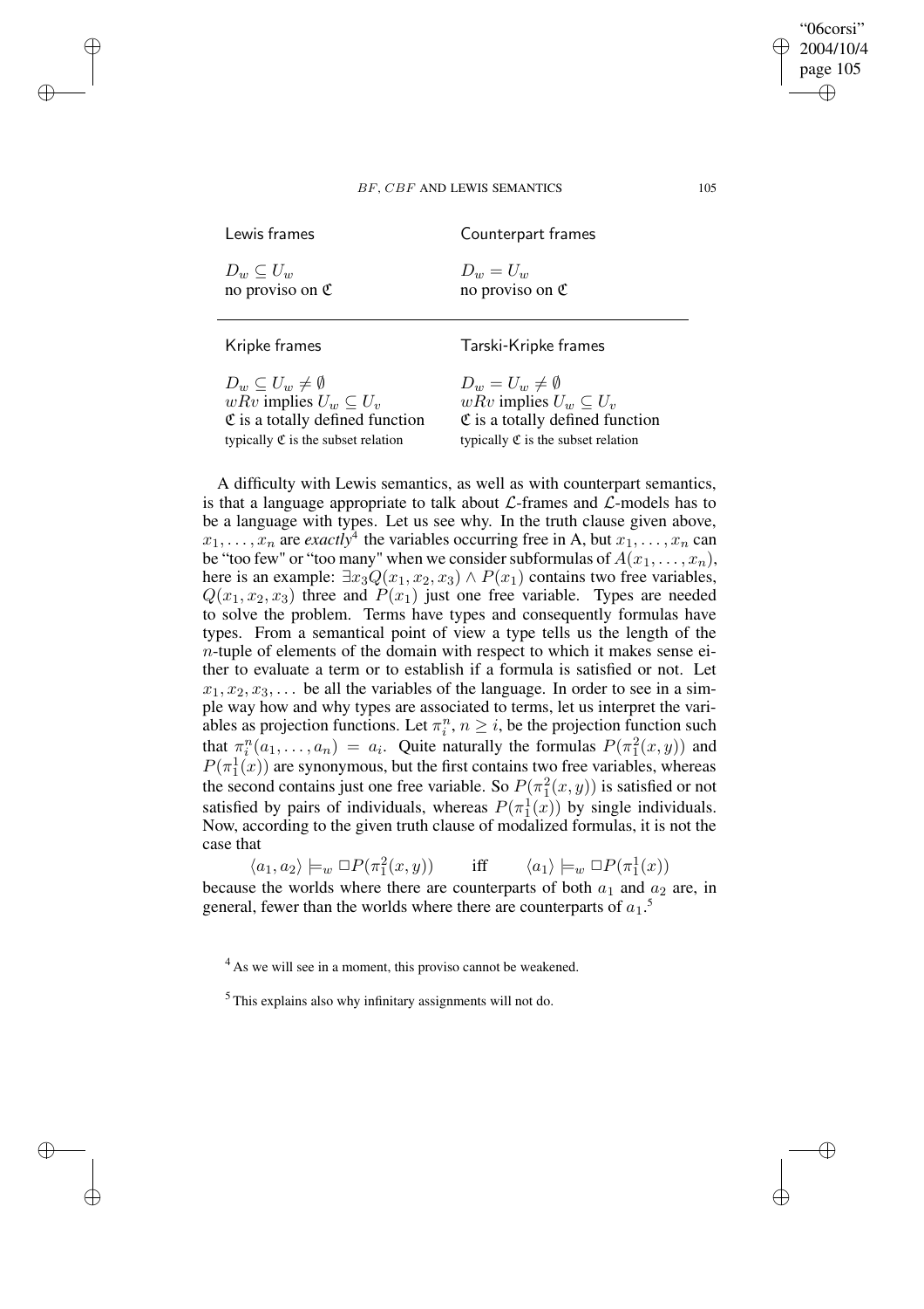| Lewis frames | Counterpart frames |
|---|---|
| $D_w \subseteq U_w$<br>no proviso on $\mathfrak{C}$ | $D_w = U_w$<br>no proviso on $\mathfrak{C}$ |
| **Kripke frames** | **Tarski-Kripke frames** |
| $D_w \subseteq U_w \neq \emptyset$<br>$wRv$ implies $U_w \subseteq U_v$<br>$\mathfrak{C}$ is a totally defined function<br>typically $\mathfrak{C}$ is the subset relation | $D_w = U_w \neq \emptyset$<br>$wRv$ implies $U_w \subseteq U_v$<br>$\mathfrak{C}$ is a totally defined function<br>typically $\mathfrak{C}$ is the subset relation |

A difficulty with Lewis semantics, as well as with counterpart semantics, is that a language appropriate to talk about $\mathcal{L}$-frames and $\mathcal{L}$-models has to be a language with types. Let us see why. In the truth clause given above, $x_1, \ldots, x_n$ are *exactly*[4] the variables occurring free in A, but $x_1, \ldots, x_n$ can be "too few" or "too many" when we consider subformulas of $A(x_1, \ldots, x_n)$, here is an example: $\exists x_3 Q(x_1, x_2, x_3) \wedge P(x_1)$ contains two free variables, $Q(x_1, x_2, x_3)$ three and $P(x_1)$ just one free variable. Types are needed to solve the problem. Terms have types and consequently formulas have types. From a semantical point of view a type tells us the length of the $n$-tuple of elements of the domain with respect to which it makes sense either to evaluate a term or to establish if a formula is satisfied or not. Let $x_1, x_2, x_3, \ldots$ be all the variables of the language. In order to see in a simple way how and why types are associated to terms, let us interpret the variables as projection functions. Let $\pi_i^n$, $n \geq i$, be the projection function such that $\pi_i^n(a_1, \ldots, a_n) = a_i$. Quite naturally the formulas $P(\pi_1^2(x, y))$ and $P(\pi_1^1(x))$ are synonymous, but the first contains two free variables, whereas the second contains just one free variable. So $P(\pi_1^2(x, y))$ is satisfied or not satisfied by pairs of individuals, whereas $P(\pi_1^1(x))$ by single individuals. Now, according to the given truth clause of modalized formulas, it is not the case that

$$\langle a_1, a_2 \rangle \models_w \Box P(\pi_1^2(x, y)) \qquad \text{iff} \qquad \langle a_1 \rangle \models_w \Box P(\pi_1^1(x))$$

because the worlds where there are counterparts of both $a_1$ and $a_2$ are, in general, fewer than the worlds where there are counterparts of $a_1$.[5]

[4] As we will see in a moment, this proviso cannot be weakened.

[5] This explains also why infinitary assignments will not do.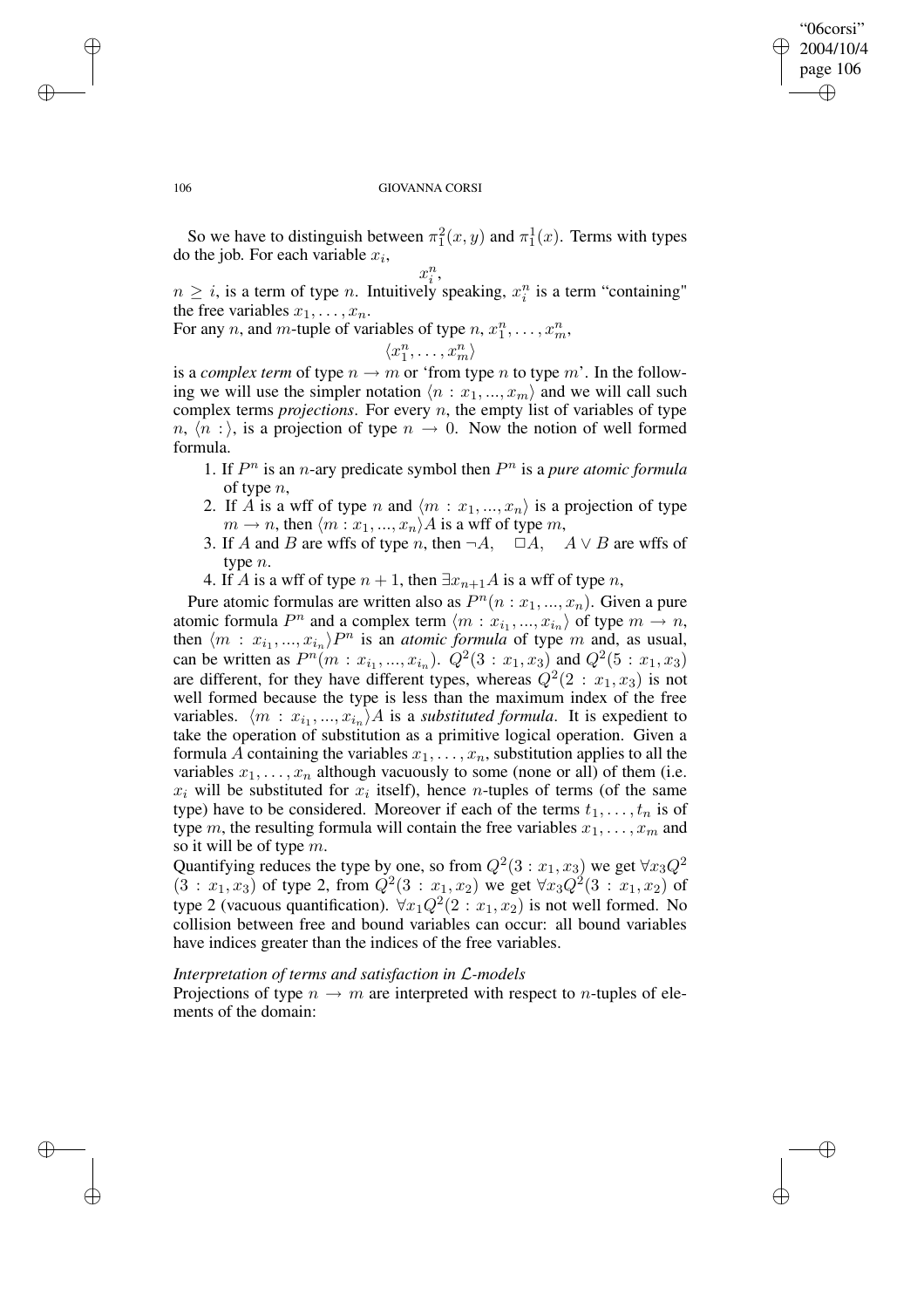So we have to distinguish between $\pi_1^2(x, y)$ and $\pi_1^1(x)$. Terms with types do the job. For each variable $x_i$,

$$x_i^n,$$

$n \geq i$, is a term of type $n$. Intuitively speaking, $x_i^n$ is a term "containing" the free variables $x_1, \dots, x_n$.

For any $n$, and $m$-tuple of variables of type $n$, $x_1^n, \dots, x_m^n$,

$$\langle x_1^n, \dots, x_m^n \rangle$$

is a *complex term* of type $n \to m$ or 'from type $n$ to type $m$'. In the following we will use the simpler notation $\langle n : x_1, ..., x_m \rangle$ and we will call such complex terms *projections*. For every $n$, the empty list of variables of type $n$, $\langle n : \rangle$, is a projection of type $n \to 0$. Now the notion of well formed formula.

1. If $P^n$ is an $n$-ary predicate symbol then $P^n$ is a *pure atomic formula* of type $n$,
2. If $A$ is a wff of type $n$ and $\langle m : x_1, ..., x_n \rangle$ is a projection of type $m \to n$, then $\langle m : x_1, ..., x_n \rangle A$ is a wff of type $m$,
3. If $A$ and $B$ are wffs of type $n$, then $\neg A$, $\Box A$, $A \vee B$ are wffs of type $n$.
4. If $A$ is a wff of type $n + 1$, then $\exists x_{n+1} A$ is a wff of type $n$,

Pure atomic formulas are written also as $P^n(n : x_1, ..., x_n)$. Given a pure atomic formula $P^n$ and a complex term $\langle m : x_{i_1}, ..., x_{i_n} \rangle$ of type $m \to n$, then $\langle m : x_{i_1}, ..., x_{i_n} \rangle P^n$ is an *atomic formula* of type $m$ and, as usual, can be written as $P^n(m : x_{i_1}, ..., x_{i_n})$. $Q^2(3 : x_1, x_3)$ and $Q^2(5 : x_1, x_3)$ are different, for they have different types, whereas $Q^2(2 : x_1, x_3)$ is not well formed because the type is less than the maximum index of the free variables. $\langle m : x_{i_1}, ..., x_{i_n} \rangle A$ is a *substituted formula*. It is expedient to take the operation of substitution as a primitive logical operation. Given a formula $A$ containing the variables $x_1, \dots, x_n$, substitution applies to all the variables $x_1, \dots, x_n$ although vacuously to some (none or all) of them (i.e. $x_i$ will be substituted for $x_i$ itself), hence $n$-tuples of terms (of the same type) have to be considered. Moreover if each of the terms $t_1, \dots, t_n$ is of type $m$, the resulting formula will contain the free variables $x_1, \dots, x_m$ and so it will be of type $m$.

Quantifying reduces the type by one, so from $Q^2(3 : x_1, x_3)$ we get $\forall x_3 Q^2 (3 : x_1, x_3)$ of type 2, from $Q^2(3 : x_1, x_2)$ we get $\forall x_3 Q^2(3 : x_1, x_2)$ of type 2 (vacuous quantification). $\forall x_1 Q^2(2 : x_1, x_2)$ is not well formed. No collision between free and bound variables can occur: all bound variables have indices greater than the indices of the free variables.

*Interpretation of terms and satisfaction in $\mathcal{L}$-models*

Projections of type $n \to m$ are interpreted with respect to $n$-tuples of elements of the domain: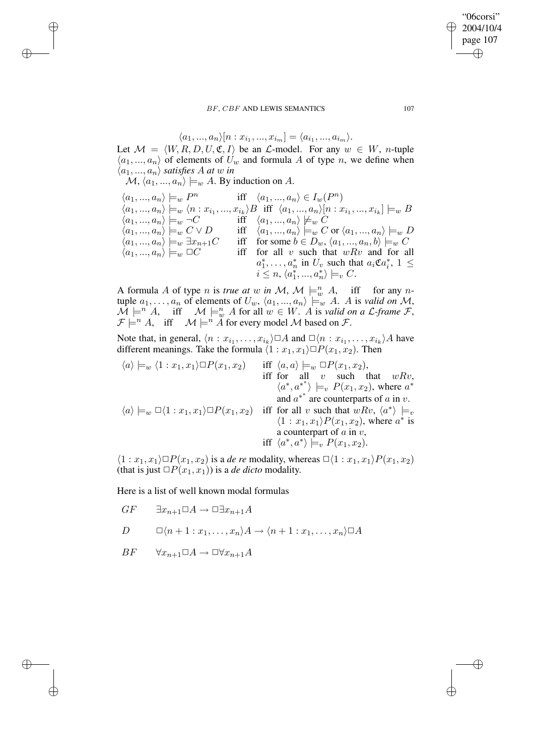$$\langle a_1, ..., a_n \rangle [n : x_{i_1}, ..., x_{i_m}] = \langle a_{i_1}, ..., a_{i_m} \rangle.$$

Let $\mathcal{M} = \langle W, R, D, U, \mathfrak{C}, I \rangle$ be an $\mathcal{L}$-model. For any $w \in W$, $n$-tuple $\langle a_1, ..., a_n \rangle$ of elements of $U_w$ and formula $A$ of type $n$, we define when $\langle a_1, ..., a_n \rangle$ *satisfies A at w in* $\mathcal{M}$, $\langle a_1, ..., a_n \rangle \models_w A$. By induction on $A$.

| | | |
|---|---|---|
| $\langle a_1, ..., a_n \rangle \models_w P^n$ | iff | $\langle a_1, ..., a_n \rangle \in I_w(P^n)$ |
| $\langle a_1, ..., a_n \rangle \models_w \langle n : x_{i_1}, ..., x_{i_k} \rangle B$ | iff | $\langle a_1, ..., a_n \rangle [n : x_{i_1}, ..., x_{i_k}] \models_w B$ |
| $\langle a_1, ..., a_n \rangle \models_w \neg C$ | iff | $\langle a_1, ..., a_n \rangle \not\models_w C$ |
| $\langle a_1, ..., a_n \rangle \models_w C \vee D$ | iff | $\langle a_1, ..., a_n \rangle \models_w C$ or $\langle a_1, ..., a_n \rangle \models_w D$ |
| $\langle a_1, ..., a_n \rangle \models_w \exists x_{n+1} C$ | iff | for some $b \in D_w$, $\langle a_1, ..., a_n, b \rangle \models_w C$ |
| $\langle a_1, ..., a_n \rangle \models_w \Box C$ | iff | for all $v$ such that $wRv$ and for all $a_1^*, \ldots, a_n^*$ in $U_v$ such that $a_i \mathfrak{C} a_i^*$, $1 \leq i \leq n$, $\langle a_1^*, ..., a_n^* \rangle \models_v C$. |

A formula $A$ of type $n$ is *true at* $w$ *in* $\mathcal{M}$, $\mathcal{M} \models_w^n A$, iff for any $n$-tuple $a_1, \ldots, a_n$ of elements of $U_w$, $\langle a_1, ..., a_n \rangle \models_w A$. $A$ is *valid on* $\mathcal{M}$, $\mathcal{M} \models^n A$, iff $\mathcal{M} \models_w^n A$ for all $w \in W$. $A$ is *valid on a* $\mathcal{L}$*-frame* $\mathcal{F}$, $\mathcal{F} \models^n A$, iff $\mathcal{M} \models^n A$ for every model $\mathcal{M}$ based on $\mathcal{F}$.

Note that, in general, $\langle n : x_{i_1}, \ldots, x_{i_k} \rangle \Box A$ and $\Box \langle n : x_{i_1}, \ldots, x_{i_k} \rangle A$ have different meanings. Take the formula $\langle 1 : x_1, x_1 \rangle \Box P(x_1, x_2)$. Then

| | |
|---|---|
| $\langle a \rangle \models_w \langle 1 : x_1, x_1 \rangle \Box P(x_1, x_2)$ | iff $\langle a, a \rangle \models_w \Box P(x_1, x_2)$, |
| | iff for all $v$ such that $wRv$, $\langle a^*, a^{**} \rangle \models_v P(x_1, x_2)$, where $a^*$ and $a^{**}$ are counterparts of $a$ in $v$. |
| $\langle a \rangle \models_w \Box \langle 1 : x_1, x_1 \rangle \Box P(x_1, x_2)$ | iff for all $v$ such that $wRv$, $\langle a^* \rangle \models_v \langle 1 : x_1, x_1 \rangle P(x_1, x_2)$, where $a^*$ is a counterpart of $a$ in $v$, |
| | iff $\langle a^*, a^* \rangle \models_v P(x_1, x_2)$. |

$\langle 1 : x_1, x_1 \rangle \Box P(x_1, x_2)$ is a *de re* modality, whereas $\Box \langle 1 : x_1, x_1 \rangle P(x_1, x_2)$ (that is just $\Box P(x_1, x_1)$) is a *de dicto* modality.

Here is a list of well known modal formulas

$GF \quad \exists x_{n+1} \Box A \rightarrow \Box \exists x_{n+1} A$

$D \quad \Box \langle n+1 : x_1, \ldots, x_n \rangle A \rightarrow \langle n+1 : x_1, \ldots, x_n \rangle \Box A$

$BF \quad \forall x_{n+1} \Box A \rightarrow \Box \forall x_{n+1} A$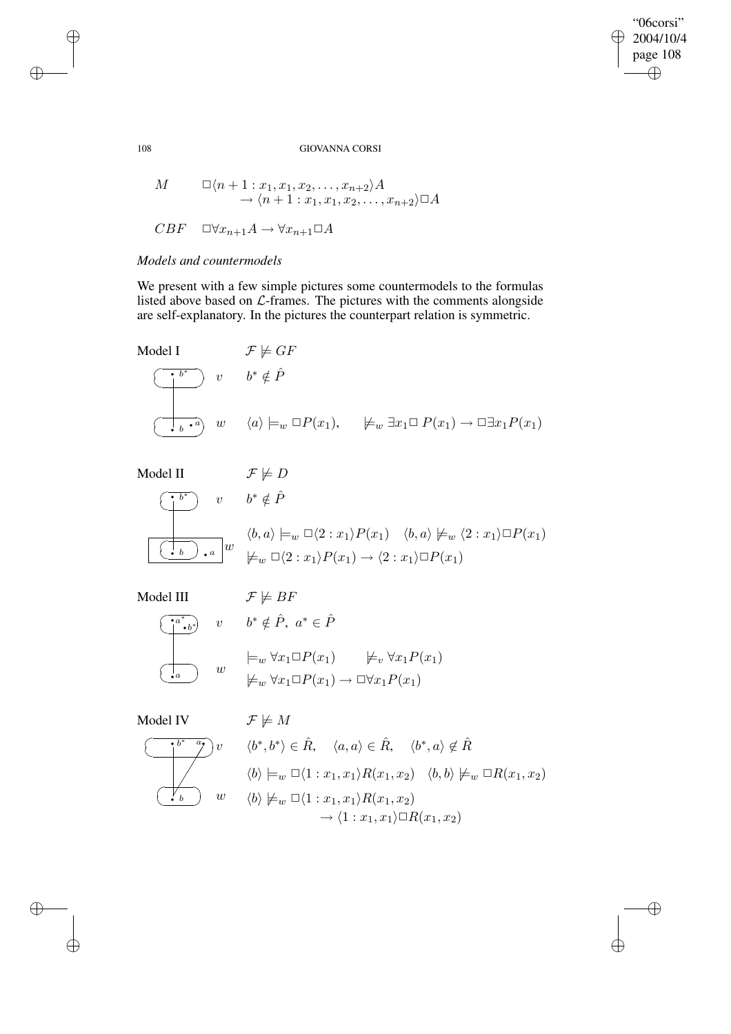$M \qquad \Box\langle n+1 : x_1, x_1, x_2, \ldots, x_{n+2}\rangle A$
$\qquad\qquad \rightarrow \langle n+1 : x_1, x_1, x_2, \ldots, x_{n+2}\rangle \Box A$

$CBF \quad \Box\forall x_{n+1} A \rightarrow \forall x_{n+1}\Box A$

*Models and countermodels*

We present with a few simple pictures some countermodels to the formulas listed above based on $\mathcal{L}$-frames. The pictures with the comments alongside are self-explanatory. In the pictures the counterpart relation is symmetric.

Model I $\qquad \mathcal{F} \not\models GF$

$v \qquad b^* \notin \hat{P}$

$w \qquad \langle a\rangle \models_w \Box P(x_1), \qquad \not\models_w \exists x_1 \Box\, P(x_1) \rightarrow \Box\exists x_1 P(x_1)$

Model II $\qquad \mathcal{F} \not\models D$

$v \qquad b^* \notin \hat{P}$

$w \qquad \langle b, a\rangle \models_w \Box\langle 2 : x_1\rangle P(x_1) \quad \langle b, a\rangle \not\models_w \langle 2 : x_1\rangle \Box P(x_1)$

$\not\models_w \Box\langle 2 : x_1\rangle P(x_1) \rightarrow \langle 2 : x_1\rangle \Box P(x_1)$

Model III $\qquad \mathcal{F} \not\models BF$

$v \qquad b^* \notin \hat{P},\ a^* \in \hat{P}$

$w \qquad \models_w \forall x_1 \Box P(x_1) \qquad \not\models_v \forall x_1 P(x_1)$

$\not\models_w \forall x_1 \Box P(x_1) \rightarrow \Box\forall x_1 P(x_1)$

Model IV $\qquad \mathcal{F} \not\models M$

$v \qquad \langle b^*, b^*\rangle \in \hat{R}, \quad \langle a, a\rangle \in \hat{R}, \quad \langle b^*, a\rangle \notin \hat{R}$

$\langle b\rangle \models_w \Box\langle 1 : x_1, x_1\rangle R(x_1, x_2) \quad \langle b, b\rangle \not\models_w \Box R(x_1, x_2)$

$w \qquad \langle b\rangle \not\models_w \Box\langle 1 : x_1, x_1\rangle R(x_1, x_2)$
$\qquad\qquad \rightarrow \langle 1 : x_1, x_1\rangle \Box R(x_1, x_2)$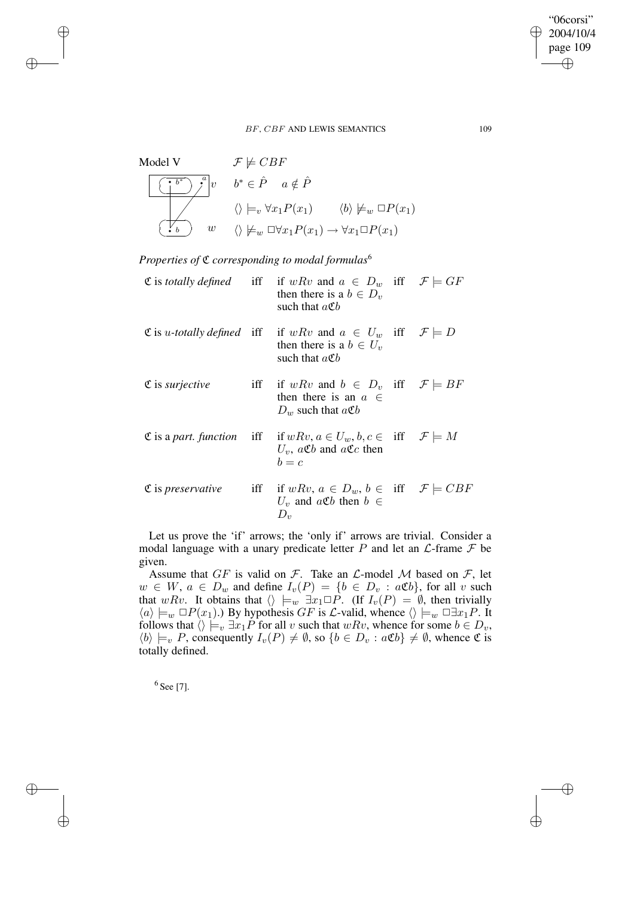Model V $\qquad \mathcal{F} \not\models CBF$

$b^* \in \hat{P} \quad a \notin \hat{P}$

$\langle\rangle \models_v \forall x_1 P(x_1) \qquad \langle b\rangle \not\models_w \Box P(x_1)$

$\langle\rangle \not\models_w \Box\forall x_1 P(x_1) \rightarrow \forall x_1 \Box P(x_1)$

*Properties of $\mathfrak{C}$ corresponding to modal formulas*[6]

| | | | | |
|---|---|---|---|---|
| $\mathfrak{C}$ is *totally defined* | iff | if $wRv$ and $a \in D_w$ then there is a $b \in D_v$ such that $a\mathfrak{C}b$ | iff | $\mathcal{F} \models GF$ |
| $\mathfrak{C}$ is *u-totally defined* | iff | if $wRv$ and $a \in U_w$ then there is a $b \in U_v$ such that $a\mathfrak{C}b$ | iff | $\mathcal{F} \models D$ |
| $\mathfrak{C}$ is *surjective* | iff | if $wRv$ and $b \in D_v$ then there is an $a \in D_w$ such that $a\mathfrak{C}b$ | iff | $\mathcal{F} \models BF$ |
| $\mathfrak{C}$ is a *part. function* | iff | if $wRv$, $a \in U_w$, $b, c \in U_v$, $a\mathfrak{C}b$ and $a\mathfrak{C}c$ then $b = c$ | iff | $\mathcal{F} \models M$ |
| $\mathfrak{C}$ is *preservative* | iff | if $wRv$, $a \in D_w$, $b \in U_v$ and $a\mathfrak{C}b$ then $b \in D_v$ | iff | $\mathcal{F} \models CBF$ |

Let us prove the 'if' arrows; the 'only if' arrows are trivial. Consider a modal language with a unary predicate letter $P$ and let an $\mathcal{L}$-frame $\mathcal{F}$ be given.

Assume that $GF$ is valid on $\mathcal{F}$. Take an $\mathcal{L}$-model $\mathcal{M}$ based on $\mathcal{F}$, let $w \in W$, $a \in D_w$ and define $I_v(P) = \{b \in D_v : a\mathfrak{C}b\}$, for all $v$ such that $wRv$. It obtains that $\langle\rangle \models_w \exists x_1 \Box P$. (If $I_v(P) = \emptyset$, then trivially $\langle a\rangle \models_w \Box P(x_1)$.) By hypothesis $GF$ is $\mathcal{L}$-valid, whence $\langle\rangle \models_w \Box\exists x_1 P$. It follows that $\langle\rangle \models_v \exists x_1 P$ for all $v$ such that $wRv$, whence for some $b \in D_v$, $\langle b\rangle \models_v P$, consequently $I_v(P) \neq \emptyset$, so $\{b \in D_v : a\mathfrak{C}b\} \neq \emptyset$, whence $\mathfrak{C}$ is totally defined.

[6] See [7].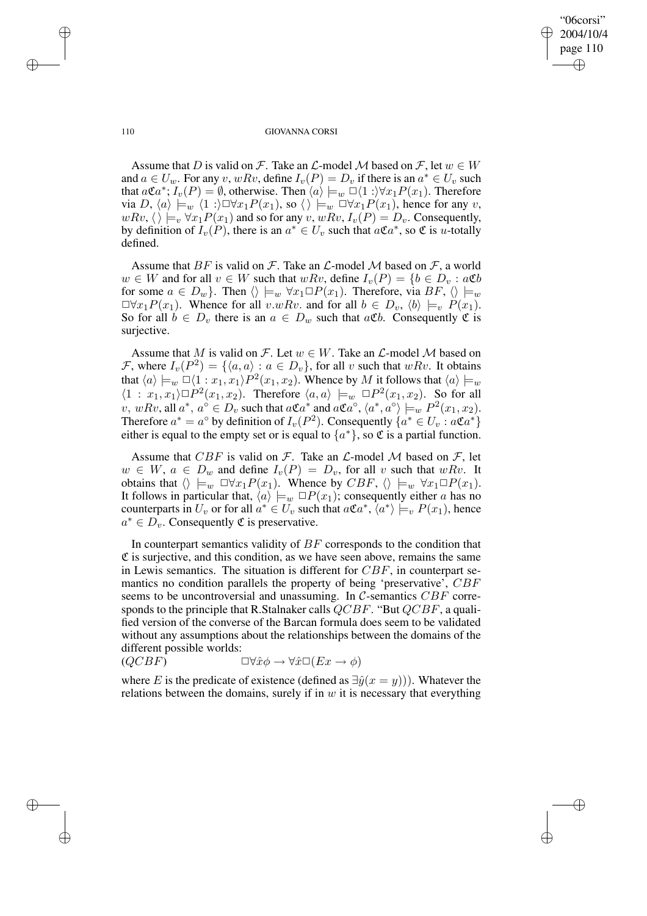Assume that $D$ is valid on $\mathcal{F}$. Take an $\mathcal{L}$-model $\mathcal{M}$ based on $\mathcal{F}$, let $w \in W$ and $a \in U_w$. For any $v$, $wRv$, define $I_v(P) = D_v$ if there is an $a^* \in U_v$ such that $a\mathfrak{C}a^*$; $I_v(P) = \emptyset$, otherwise. Then $\langle a\rangle \models_w \Box\langle 1 :\rangle\forall x_1 P(x_1)$. Therefore via $D$, $\langle a\rangle \models_w \langle 1 :\rangle\Box\forall x_1 P(x_1)$, so $\langle\,\rangle \models_w \Box\forall x_1 P(x_1)$, hence for any $v$, $wRv$, $\langle\,\rangle \models_v \forall x_1 P(x_1)$ and so for any $v$, $wRv$, $I_v(P) = D_v$. Consequently, by definition of $I_v(P)$, there is an $a^* \in U_v$ such that $a\mathfrak{C}a^*$, so $\mathfrak{C}$ is $u$-totally defined.

Assume that $BF$ is valid on $\mathcal{F}$. Take an $\mathcal{L}$-model $\mathcal{M}$ based on $\mathcal{F}$, a world $w \in W$ and for all $v \in W$ such that $wRv$, define $I_v(P) = \{b \in D_v : a\mathfrak{C}b$ for some $a \in D_w\}$. Then $\langle\,\rangle \models_w \forall x_1\Box P(x_1)$. Therefore, via $BF$, $\langle\,\rangle \models_w \Box\forall x_1 P(x_1)$. Whence for all $v.wRv.$ and for all $b \in D_v$, $\langle b\rangle \models_v P(x_1)$. So for all $b \in D_v$ there is an $a \in D_w$ such that $a\mathfrak{C}b$. Consequently $\mathfrak{C}$ is surjective.

Assume that $M$ is valid on $\mathcal{F}$. Let $w \in W$. Take an $\mathcal{L}$-model $\mathcal{M}$ based on $\mathcal{F}$, where $I_v(P^2) = \{\langle a, a\rangle : a \in D_v\}$, for all $v$ such that $wRv$. It obtains that $\langle a\rangle \models_w \Box\langle 1 : x_1, x_1\rangle P^2(x_1, x_2)$. Whence by $M$ it follows that $\langle a\rangle \models_w \langle 1 : x_1, x_1\rangle\Box P^2(x_1, x_2)$. Therefore $\langle a, a\rangle \models_w \Box P^2(x_1, x_2)$. So for all $v$, $wRv$, all $a^*$, $a^\circ \in D_v$ such that $a\mathfrak{C}a^*$ and $a\mathfrak{C}a^\circ$, $\langle a^*, a^\circ\rangle \models_w P^2(x_1, x_2)$. Therefore $a^* = a^\circ$ by definition of $I_v(P^2)$. Consequently $\{a^* \in U_v : a\mathfrak{C}a^*\}$ either is equal to the empty set or is equal to $\{a^*\}$, so $\mathfrak{C}$ is a partial function.

Assume that $CBF$ is valid on $\mathcal{F}$. Take an $\mathcal{L}$-model $\mathcal{M}$ based on $\mathcal{F}$, let $w \in W$, $a \in D_w$ and define $I_v(P) = D_v$, for all $v$ such that $wRv$. It obtains that $\langle\,\rangle \models_w \Box\forall x_1 P(x_1)$. Whence by $CBF$, $\langle\,\rangle \models_w \forall x_1\Box P(x_1)$. It follows in particular that, $\langle a\rangle \models_w \Box P(x_1)$; consequently either $a$ has no counterparts in $U_v$ or for all $a^* \in U_v$ such that $a\mathfrak{C}a^*$, $\langle a^*\rangle \models_v P(x_1)$, hence $a^* \in D_v$. Consequently $\mathfrak{C}$ is preservative.

In counterpart semantics validity of $BF$ corresponds to the condition that $\mathfrak{C}$ is surjective, and this condition, as we have seen above, remains the same in Lewis semantics. The situation is different for $CBF$, in counterpart semantics no condition parallels the property of being 'preservative', $CBF$ seems to be uncontroversial and unassuming. In $\mathcal{C}$-semantics $CBF$ corresponds to the principle that R.Stalnaker calls $QCBF$. "But $QCBF$, a qualified version of the converse of the Barcan formula does seem to be validated without any assumptions about the relationships between the domains of the different possible worlds:

$(QCBF)$ $$\Box\forall\hat{x}\phi \rightarrow \forall\hat{x}\Box(Ex \rightarrow \phi)$$

where $E$ is the predicate of existence (defined as $\exists\hat{y}(x = y)$)). Whatever the relations between the domains, surely if in $w$ it is necessary that everything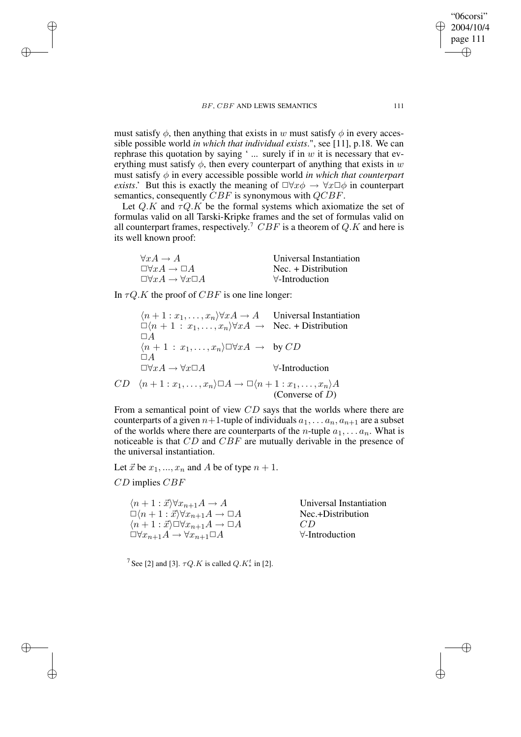must satisfy $\phi$, then anything that exists in $w$ must satisfy $\phi$ in every accessible possible world *in which that individual exists*.", see [11], p.18. We can rephrase this quotation by saying ' ... surely if in $w$ it is necessary that everything must satisfy $\phi$, then every counterpart of anything that exists in $w$ must satisfy $\phi$ in every accessible possible world *in which that counterpart exists*.' But this is exactly the meaning of $\Box\forall x\phi \rightarrow \forall x\Box\phi$ in counterpart semantics, consequently $CBF$ is synonymous with $QCBF$.

Let $Q.K$ and $\tau Q.K$ be the formal systems which axiomatize the set of formulas valid on all Tarski-Kripke frames and the set of formulas valid on all counterpart frames, respectively.[7] $CBF$ is a theorem of $Q.K$ and here is its well known proof:

| | |
|---|---|
| $\forall xA \rightarrow A$ | Universal Instantiation |
| $\Box\forall xA \rightarrow \Box A$ | Nec. + Distribution |
| $\Box\forall xA \rightarrow \forall x\Box A$ | $\forall$-Introduction |

In $\tau Q.K$ the proof of $CBF$ is one line longer:

| | |
|---|---|
| $\langle n+1 : x_1, \ldots, x_n\rangle\forall xA \rightarrow A$ | Universal Instantiation |
| $\Box\langle n+1 : x_1, \ldots, x_n\rangle\forall xA \rightarrow \Box A$ | Nec. + Distribution |
| $\langle n+1 : x_1, \ldots, x_n\rangle\Box\forall xA \rightarrow \Box A$ | by $CD$ |
| $\Box\forall xA \rightarrow \forall x\Box A$ | $\forall$-Introduction |

$CD$ $\quad \langle n+1 : x_1, \ldots, x_n\rangle\Box A \rightarrow \Box\langle n+1 : x_1, \ldots, x_n\rangle A$ (Converse of $D$)

From a semantical point of view $CD$ says that the worlds where there are counterparts of a given $n+1$-tuple of individuals $a_1, \ldots a_n, a_{n+1}$ are a subset of the worlds where there are counterparts of the $n$-tuple $a_1, \ldots a_n$. What is noticeable is that $CD$ and $CBF$ are mutually derivable in the presence of the universal instantiation.

Let $\vec{x}$ be $x_1, ..., x_n$ and $A$ be of type $n+1$.

$CD$ implies $CBF$

| | |
|---|---|
| $\langle n+1 : \vec{x}\rangle\forall x_{n+1}A \rightarrow A$ | Universal Instantiation |
| $\Box\langle n+1 : \vec{x}\rangle\forall x_{n+1}A \rightarrow \Box A$ | Nec.+Distribution |
| $\langle n+1 : \vec{x}\rangle\Box\forall x_{n+1}A \rightarrow \Box A$ | $CD$ |
| $\Box\forall x_{n+1}A \rightarrow \forall x_{n+1}\Box A$ | $\forall$-Introduction |

[7] See [2] and [3]. $\tau Q.K$ is called $Q.K^t_*$ in [2].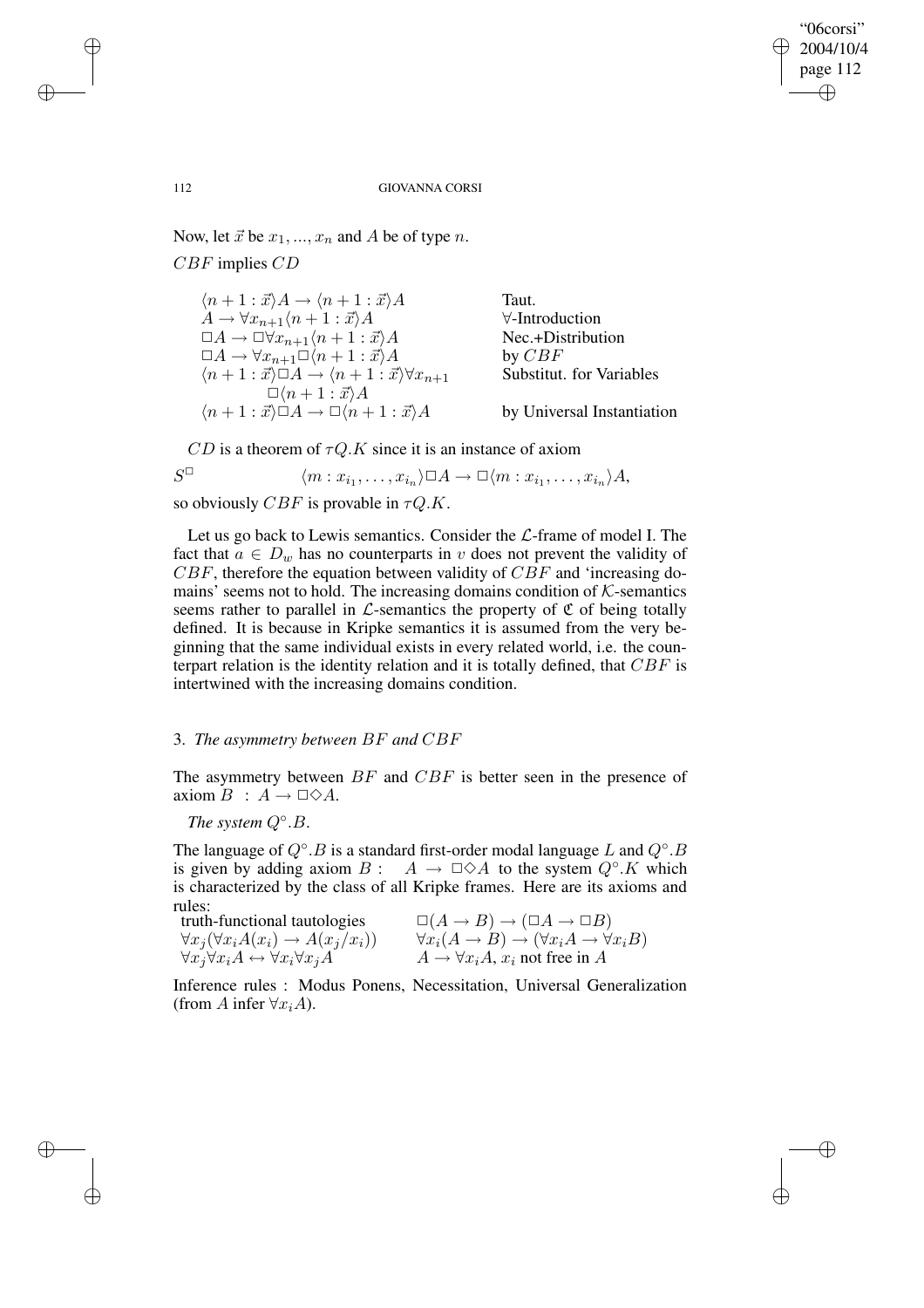Now, let $\vec{x}$ be $x_1, ..., x_n$ and $A$ be of type $n$.

$CBF$ implies $CD$

| | |
|---|---|
| $\langle n+1 : \vec{x}\rangle A \rightarrow \langle n+1 : \vec{x}\rangle A$ | Taut. |
| $A \rightarrow \forall x_{n+1}\langle n+1 : \vec{x}\rangle A$ | $\forall$-Introduction |
| $\Box A \rightarrow \Box\forall x_{n+1}\langle n+1 : \vec{x}\rangle A$ | Nec.+Distribution |
| $\Box A \rightarrow \forall x_{n+1}\Box\langle n+1 : \vec{x}\rangle A$ | by $CBF$ |
| $\langle n+1 : \vec{x}\rangle\Box A \rightarrow \langle n+1 : \vec{x}\rangle\forall x_{n+1} \Box\langle n+1 : \vec{x}\rangle A$ | Substitut. for Variables |
| $\langle n+1 : \vec{x}\rangle\Box A \rightarrow \Box\langle n+1 : \vec{x}\rangle A$ | by Universal Instantiation |

$CD$ is a theorem of $\tau Q.K$ since it is an instance of axiom

$$S^{\Box} \qquad \langle m : x_{i_1}, \ldots, x_{i_n}\rangle\Box A \rightarrow \Box\langle m : x_{i_1}, \ldots, x_{i_n}\rangle A,$$

so obviously $CBF$ is provable in $\tau Q.K$.

Let us go back to Lewis semantics. Consider the $\mathcal{L}$-frame of model I. The fact that $a \in D_w$ has no counterparts in $v$ does not prevent the validity of $CBF$, therefore the equation between validity of $CBF$ and 'increasing domains' seems not to hold. The increasing domains condition of $\mathcal{K}$-semantics seems rather to parallel in $\mathcal{L}$-semantics the property of $\mathfrak{C}$ of being totally defined. It is because in Kripke semantics it is assumed from the very beginning that the same individual exists in every related world, i.e. the counterpart relation is the identity relation and it is totally defined, that $CBF$ is intertwined with the increasing domains condition.

## 3. *The asymmetry between $BF$ and $CBF$*

The asymmetry between $BF$ and $CBF$ is better seen in the presence of axiom $B$ : $A \rightarrow \Box\Diamond A$.

*The system $Q^{\circ}.B$.*

The language of $Q^{\circ}.B$ is a standard first-order modal language $L$ and $Q^{\circ}.B$ is given by adding axiom $B$ : $A \rightarrow \Box\Diamond A$ to the system $Q^{\circ}.K$ which is characterized by the class of all Kripke frames. Here are its axioms and rules:

| | |
|---|---|
| truth-functional tautologies | $\Box(A \rightarrow B) \rightarrow (\Box A \rightarrow \Box B)$ |
| $\forall x_j(\forall x_i A(x_i) \rightarrow A(x_j/x_i))$ | $\forall x_i(A \rightarrow B) \rightarrow (\forall x_i A \rightarrow \forall x_i B)$ |
| $\forall x_j\forall x_i A \leftrightarrow \forall x_i\forall x_j A$ | $A \rightarrow \forall x_i A$, $x_i$ not free in $A$ |

Inference rules : Modus Ponens, Necessitation, Universal Generalization (from $A$ infer $\forall x_i A$).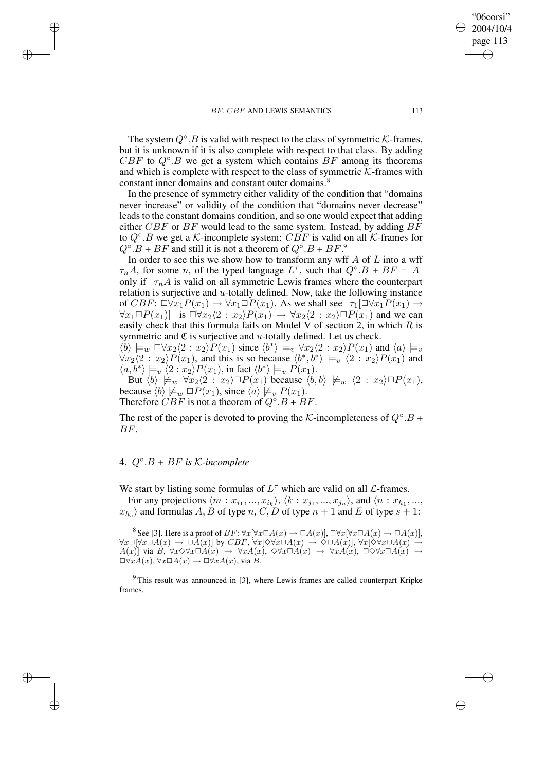The system $Q^\circ.B$ is valid with respect to the class of symmetric $\mathcal{K}$-frames, but it is unknown if it is also complete with respect to that class. By adding $CBF$ to $Q^\circ.B$ we get a system which contains $BF$ among its theorems and which is complete with respect to the class of symmetric $\mathcal{K}$-frames with constant inner domains and constant outer domains.[8]

In the presence of symmetry either validity of the condition that "domains never increase" or validity of the condition that "domains never decrease" leads to the constant domains condition, and so one would expect that adding either $CBF$ or $BF$ would lead to the same system. Instead, by adding $BF$ to $Q^\circ.B$ we get a $\mathcal{K}$-incomplete system: $CBF$ is valid on all $\mathcal{K}$-frames for $Q^\circ.B + BF$ and still it is not a theorem of $Q^\circ.B + BF$.[9]

In order to see this we show how to transform any wff $A$ of $L$ into a wff $\tau_n A$, for some $n$, of the typed language $L^\tau$, such that $Q^\circ.B + BF \vdash A$ only if $\tau_n A$ is valid on all symmetric Lewis frames where the counterpart relation is surjective and $u$-totally defined. Now, take the following instance of $CBF$: $\Box\forall x_1 P(x_1) \rightarrow \forall x_1 \Box P(x_1)$. As we shall see $\tau_1[\Box\forall x_1 P(x_1) \rightarrow \forall x_1 \Box P(x_1)]$ is $\Box\forall x_2\langle 2 : x_2\rangle P(x_1) \rightarrow \forall x_2\langle 2 : x_2\rangle\Box P(x_1)$ and we can easily check that this formula fails on Model V of section 2, in which $R$ is symmetric and $\mathfrak{C}$ is surjective and $u$-totally defined. Let us check.

$\langle b\rangle \models_w \Box\forall x_2\langle 2 : x_2\rangle P(x_1)$ since $\langle b^*\rangle \models_v \forall x_2\langle 2 : x_2\rangle P(x_1)$ and $\langle a\rangle \models_v \forall x_2\langle 2 : x_2\rangle P(x_1)$, and this is so because $\langle b^*, b^*\rangle \models_v \langle 2 : x_2\rangle P(x_1)$ and $\langle a, b^*\rangle \models_v \langle 2 : x_2\rangle P(x_1)$, in fact $\langle b^*\rangle \models_v P(x_1)$.

But $\langle b\rangle \not\models_w \forall x_2\langle 2 : x_2\rangle\Box P(x_1)$ because $\langle b, b\rangle \not\models_w \langle 2 : x_2\rangle\Box P(x_1)$, because $\langle b\rangle \not\models_w \Box P(x_1)$, since $\langle a\rangle \not\models_v P(x_1)$.

Therefore $CBF$ is not a theorem of $Q^\circ.B + BF$.

The rest of the paper is devoted to proving the $\mathcal{K}$-incompleteness of $Q^\circ.B + BF$.

## 4. $Q^\circ.B + BF$ *is* $\mathcal{K}$*-incomplete*

We start by listing some formulas of $L^\tau$ which are valid on all $\mathcal{L}$-frames.

For any projections $\langle m : x_{i_1}, ..., x_{i_k}\rangle$, $\langle k : x_{j_1}, ..., x_{j_n}\rangle$, and $\langle n : x_{h_1}, ..., x_{h_s}\rangle$ and formulas $A, B$ of type $n$, $C, D$ of type $n+1$ and $E$ of type $s+1$:

[8] See [3]. Here is a proof of $BF$: $\forall x[\forall x\Box A(x) \rightarrow \Box A(x)]$, $\Box\forall x[\forall x\Box A(x) \rightarrow \Box A(x)]$, $\forall x\Box[\forall x\Box A(x) \rightarrow \Box A(x)]$ by $CBF$, $\forall x[\Diamond\forall x\Box A(x) \rightarrow \Diamond\Box A(x)]$, $\forall x[\Diamond\forall x\Box A(x) \rightarrow A(x)]$ via $B$, $\forall x\Diamond\forall x\Box A(x) \rightarrow \forall xA(x)$, $\Diamond\forall x\Box A(x) \rightarrow \forall xA(x)$, $\Box\Diamond\forall x\Box A(x) \rightarrow \Box\forall xA(x)$, $\forall x\Box A(x) \rightarrow \Box\forall xA(x)$, via $B$.

[9] This result was announced in [3], where Lewis frames are called counterpart Kripke frames.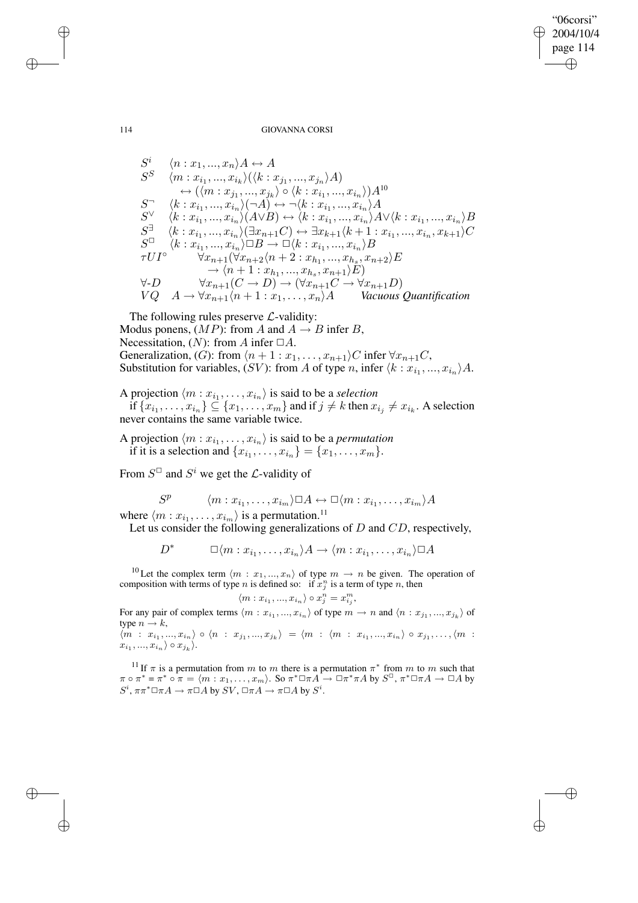$S^i \quad \langle n : x_1, ..., x_n\rangle A \leftrightarrow A$

$S^S \quad \langle m : x_{i_1}, ..., x_{i_k}\rangle(\langle k : x_{j_1}, ..., x_{j_n}\rangle A)$
$\qquad \leftrightarrow (\langle m : x_{j_1}, ..., x_{j_k}\rangle \circ \langle k : x_{i_1}, ..., x_{i_n}\rangle)A$[10]

$S^{\neg} \quad \langle k : x_{i_1}, ..., x_{i_n}\rangle(\neg A) \leftrightarrow \neg\langle k : x_{i_1}, ..., x_{i_n}\rangle A$

$S^{\vee} \quad \langle k : x_{i_1}, ..., x_{i_n}\rangle(A\vee B) \leftrightarrow \langle k : x_{i_1}, ..., x_{i_n}\rangle A\vee\langle k : x_{i_1}, ..., x_{i_n}\rangle B$

$S^{\exists} \quad \langle k : x_{i_1}, ..., x_{i_n}\rangle(\exists x_{n+1} C) \leftrightarrow \exists x_{k+1}\langle k+1 : x_{i_1}, ..., x_{i_n}, x_{k+1}\rangle C$

$S^{\Box} \quad \langle k : x_{i_1}, ..., x_{i_n}\rangle\Box B \rightarrow \Box\langle k : x_{i_1}, ..., x_{i_n}\rangle B$

$\tau UI^{\circ} \quad \forall x_{n+1}(\forall x_{n+2}\langle n+2 : x_{h_1}, ..., x_{h_s}, x_{n+2}\rangle E$
$\qquad \rightarrow \langle n+1 : x_{h_1}, ..., x_{h_s}, x_{n+1}\rangle E)$

$\forall\text{-}D \quad \forall x_{n+1}(C \rightarrow D) \rightarrow (\forall x_{n+1} C \rightarrow \forall x_{n+1} D)$

$VQ \quad A \rightarrow \forall x_{n+1}\langle n+1 : x_1, \ldots, x_n\rangle A$ *Vacuous Quantification*

The following rules preserve $\mathcal{L}$-validity:
Modus ponens, $(MP)$: from $A$ and $A \rightarrow B$ infer $B$,
Necessitation, $(N)$: from $A$ infer $\Box A$.
Generalization, $(G)$: from $\langle n+1 : x_1, \ldots, x_{n+1}\rangle C$ infer $\forall x_{n+1} C$,
Substitution for variables, $(SV)$: from $A$ of type $n$, infer $\langle k : x_{i_1}, ..., x_{i_n}\rangle A$.

A projection $\langle m : x_{i_1}, \ldots, x_{i_n}\rangle$ is said to be a *selection* if $\{x_{i_1}, \ldots, x_{i_n}\} \subseteq \{x_1, \ldots, x_m\}$ and if $j \neq k$ then $x_{i_j} \neq x_{i_k}$. A selection never contains the same variable twice.

A projection $\langle m : x_{i_1}, \ldots, x_{i_n}\rangle$ is said to be a *permutation* if it is a selection and $\{x_{i_1}, \ldots, x_{i_n}\} = \{x_1, \ldots, x_m\}$.

From $S^{\Box}$ and $S^i$ we get the $\mathcal{L}$-validity of

$$S^p \qquad \langle m : x_{i_1}, \ldots, x_{i_m}\rangle\Box A \leftrightarrow \Box\langle m : x_{i_1}, \ldots, x_{i_m}\rangle A$$

where $\langle m : x_{i_1}, \ldots, x_{i_m}\rangle$ is a permutation.[11]

Let us consider the following generalizations of $D$ and $CD$, respectively,

$$D^* \qquad \Box\langle m : x_{i_1}, \ldots, x_{i_n}\rangle A \rightarrow \langle m : x_{i_1}, \ldots, x_{i_n}\rangle\Box A$$

---

[10] Let the complex term $\langle m : x_1, ..., x_n\rangle$ of type $m \rightarrow n$ be given. The operation of composition with terms of type $n$ is defined so: if $x_j^n$ is a term of type $n$, then

$$\langle m : x_{i_1}, ..., x_{i_n}\rangle \circ x_j^n = x_{i_j}^m,$$

For any pair of complex terms $\langle m : x_{i_1}, ..., x_{i_n}\rangle$ of type $m \rightarrow n$ and $\langle n : x_{j_1}, ..., x_{j_k}\rangle$ of type $n \rightarrow k$,
$\langle m : x_{i_1}, ..., x_{i_n}\rangle \circ \langle n : x_{j_1}, ..., x_{j_k}\rangle = \langle m : \langle m : x_{i_1}, ..., x_{i_n}\rangle \circ x_{j_1}, \ldots, \langle m : x_{i_1}, ..., x_{i_n}\rangle \circ x_{j_k}\rangle$.

[11] If $\pi$ is a permutation from $m$ to $m$ there is a permutation $\pi^*$ from $m$ to $m$ such that $\pi \circ \pi^* = \pi^* \circ \pi = \langle m : x_1, \ldots, x_m\rangle$. So $\pi^*\Box\pi A \rightarrow \Box\pi^*\pi A$ by $S^{\Box}$, $\pi^*\Box\pi A \rightarrow \Box A$ by $S^i$, $\pi\pi^*\Box\pi A \rightarrow \pi\Box A$ by $SV$, $\Box\pi A \rightarrow \pi\Box A$ by $S^i$.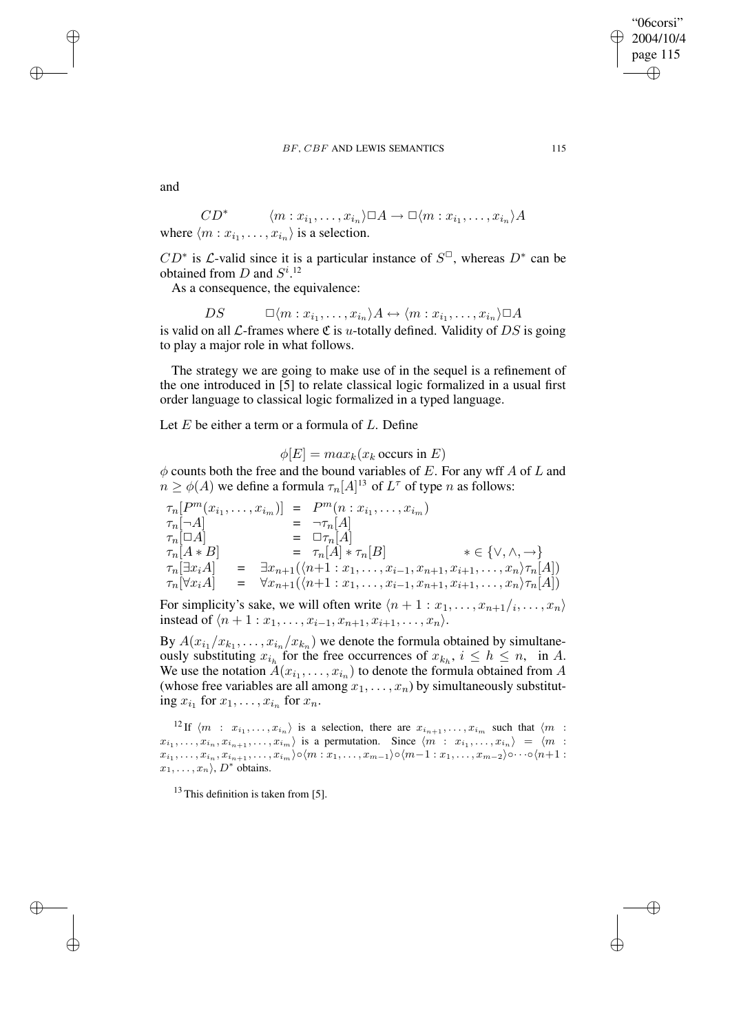and

$$CD^* \qquad \langle m : x_{i_1}, \ldots, x_{i_n} \rangle \Box A \rightarrow \Box \langle m : x_{i_1}, \ldots, x_{i_n} \rangle A$$

where $\langle m : x_{i_1}, \ldots, x_{i_n} \rangle$ is a selection.

$CD^*$ is $\mathcal{L}$-valid since it is a particular instance of $S^\Box$, whereas $D^*$ can be obtained from $D$ and $S^i$.[12]

As a consequence, the equivalence:

$$DS \qquad \Box \langle m : x_{i_1}, \ldots, x_{i_n} \rangle A \leftrightarrow \langle m : x_{i_1}, \ldots, x_{i_n} \rangle \Box A$$

is valid on all $\mathcal{L}$-frames where $\mathfrak{C}$ is $u$-totally defined. Validity of $DS$ is going to play a major role in what follows.

The strategy we are going to make use of in the sequel is a refinement of the one introduced in [5] to relate classical logic formalized in a usual first order language to classical logic formalized in a typed language.

Let $E$ be either a term or a formula of $L$. Define

$$\phi[E] = max_k(x_k \text{ occurs in } E)$$

$\phi$ counts both the free and the bound variables of $E$. For any wff $A$ of $L$ and $n \geq \phi(A)$ we define a formula $\tau_n[A]$[13] of $L^\tau$ of type $n$ as follows:

$$\begin{array}{lcll}
\tau_n[P^m(x_{i_1}, \ldots, x_{i_m})] & = & P^m(n : x_{i_1}, \ldots, x_{i_m}) & \\
\tau_n[\neg A] & = & \neg \tau_n[A] & \\
\tau_n[\Box A] & = & \Box \tau_n[A] & \\
\tau_n[A * B] & = & \tau_n[A] * \tau_n[B] & * \in \{\vee, \wedge, \rightarrow\} \\
\tau_n[\exists x_i A] & = & \exists x_{n+1}(\langle n{+}1 : x_1, \ldots, x_{i-1}, x_{n+1}, x_{i+1}, \ldots, x_n \rangle \tau_n[A]) & \\
\tau_n[\forall x_i A] & = & \forall x_{n+1}(\langle n{+}1 : x_1, \ldots, x_{i-1}, x_{n+1}, x_{i+1}, \ldots, x_n \rangle \tau_n[A]) &
\end{array}$$

For simplicity's sake, we will often write $\langle n+1 : x_1, \ldots, x_{n+1}/_i, \ldots, x_n \rangle$ instead of $\langle n+1 : x_1, \ldots, x_{i-1}, x_{n+1}, x_{i+1}, \ldots, x_n \rangle$.

By $A(x_{i_1}/x_{k_1}, \ldots, x_{i_n}/x_{k_n})$ we denote the formula obtained by simultaneously substituting $x_{i_h}$ for the free occurrences of $x_{k_h}$, $i \leq h \leq n$, in $A$. We use the notation $A(x_{i_1}, \ldots, x_{i_n})$ to denote the formula obtained from $A$ (whose free variables are all among $x_1, \ldots, x_n$) by simultaneously substituting $x_{i_1}$ for $x_1, \ldots, x_{i_n}$ for $x_n$.

[12] If $\langle m : x_{i_1}, \ldots, x_{i_n} \rangle$ is a selection, there are $x_{i_{n+1}}, \ldots, x_{i_m}$ such that $\langle m : x_{i_1}, \ldots, x_{i_n}, x_{i_{n+1}}, \ldots, x_{i_m} \rangle$ is a permutation. Since $\langle m : x_{i_1}, \ldots, x_{i_n} \rangle = \langle m : x_{i_1}, \ldots, x_{i_n}, x_{i_{n+1}}, \ldots, x_{i_m} \rangle \circ \langle m : x_1, \ldots, x_{m-1} \rangle \circ \langle m{-}1 : x_1, \ldots, x_{m-2} \rangle \circ \cdots \circ \langle n{+}1 : x_1, \ldots, x_n \rangle$, $D^*$ obtains.

[13] This definition is taken from [5].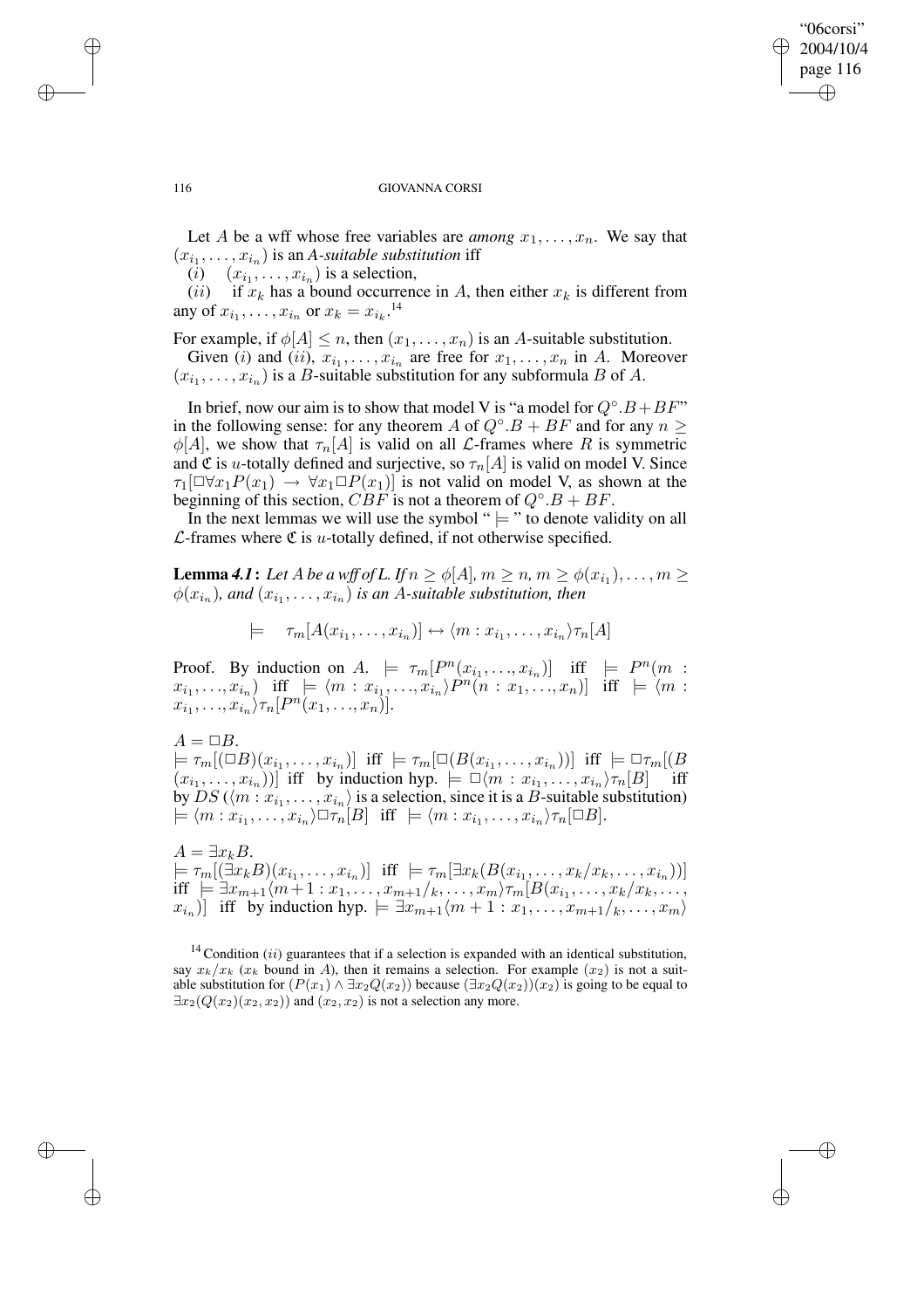Let $A$ be a wff whose free variables are *among* $x_1, \ldots, x_n$. We say that $(x_{i_1}, \ldots, x_{i_n})$ is an *A-suitable substitution* iff

($i$) $(x_{i_1}, \ldots, x_{i_n})$ is a selection,

($ii$) if $x_k$ has a bound occurrence in $A$, then either $x_k$ is different from any of $x_{i_1}, \ldots, x_{i_n}$ or $x_k = x_{i_k}$.[14]

For example, if $\phi[A] \leq n$, then $(x_1, \ldots, x_n)$ is an $A$-suitable substitution.

Given ($i$) and ($ii$), $x_{i_1}, \ldots, x_{i_n}$ are free for $x_1, \ldots, x_n$ in $A$. Moreover $(x_{i_1}, \ldots, x_{i_n})$ is a $B$-suitable substitution for any subformula $B$ of $A$.

In brief, now our aim is to show that model V is "a model for $Q^{\circ}.B + BF$" in the following sense: for any theorem $A$ of $Q^{\circ}.B + BF$ and for any $n \geq \phi[A]$, we show that $\tau_n[A]$ is valid on all $\mathcal{L}$-frames where $R$ is symmetric and $\mathfrak{C}$ is $u$-totally defined and surjective, so $\tau_n[A]$ is valid on model V. Since $\tau_1[\Box\forall x_1 P(x_1) \rightarrow \forall x_1 \Box P(x_1)]$ is not valid on model V, as shown at the beginning of this section, $CBF$ is not a theorem of $Q^{\circ}.B + BF$.

In the next lemmas we will use the symbol "$\models$" to denote validity on all $\mathcal{L}$-frames where $\mathfrak{C}$ is $u$-totally defined, if not otherwise specified.

**Lemma *4.1*:** *Let $A$ be a wff of L. If $n \geq \phi[A]$, $m \geq n$, $m \geq \phi(x_{i_1}), \ldots, m \geq \phi(x_{i_n})$, and $(x_{i_1}, \ldots, x_{i_n})$ is an $A$-suitable substitution, then*

$$\models \quad \tau_m[A(x_{i_1}, \ldots, x_{i_n})] \leftrightarrow \langle m : x_{i_1}, \ldots, x_{i_n} \rangle \tau_n[A]$$

Proof. By induction on $A$. $\models \tau_m[P^n(x_{i_1}, \ldots, x_{i_n})]$ iff $\models P^n(m : x_{i_1}, \ldots, x_{i_n})$ iff $\models \langle m : x_{i_1}, \ldots, x_{i_n} \rangle P^n(n : x_1, \ldots, x_n)]$ iff $\models \langle m : x_{i_1}, \ldots, x_{i_n} \rangle \tau_n[P^n(x_1, \ldots, x_n)]$.

$A = \Box B$.

$\models \tau_m[(\Box B)(x_{i_1}, \ldots, x_{i_n})]$ iff $\models \tau_m[\Box(B(x_{i_1}, \ldots, x_{i_n}))]$ iff $\models \Box\tau_m[(B(x_{i_1}, \ldots, x_{i_n}))]$ iff by induction hyp. $\models \Box\langle m : x_{i_1}, \ldots, x_{i_n} \rangle \tau_n[B]$ iff by $DS$ ($\langle m : x_{i_1}, \ldots, x_{i_n} \rangle$ is a selection, since it is a $B$-suitable substitution) $\models \langle m : x_{i_1}, \ldots, x_{i_n} \rangle \Box\tau_n[B]$ iff $\models \langle m : x_{i_1}, \ldots, x_{i_n} \rangle \tau_n[\Box B]$.

$A = \exists x_k B$.

$\models \tau_m[(\exists x_k B)(x_{i_1}, \ldots, x_{i_n})]$ iff $\models \tau_m[\exists x_k(B(x_{i_1}, \ldots, x_k/x_k, \ldots, x_{i_n}))]$ iff $\models \exists x_{m+1}\langle m+1 : x_1, \ldots, x_{m+1}/_k, \ldots, x_m \rangle \tau_m[B(x_{i_1}, \ldots, x_k/x_k, \ldots, x_{i_n})]$ iff by induction hyp. $\models \exists x_{m+1}\langle m+1 : x_1, \ldots, x_{m+1}/_k, \ldots, x_m \rangle$

[14] Condition ($ii$) guarantees that if a selection is expanded with an identical substitution, say $x_k/x_k$ ($x_k$ bound in $A$), then it remains a selection. For example $(x_2)$ is not a suitable substitution for $(P(x_1) \wedge \exists x_2 Q(x_2))$ because $(\exists x_2 Q(x_2))(x_2)$ is going to be equal to $\exists x_2(Q(x_2)(x_2, x_2))$ and $(x_2, x_2)$ is not a selection any more.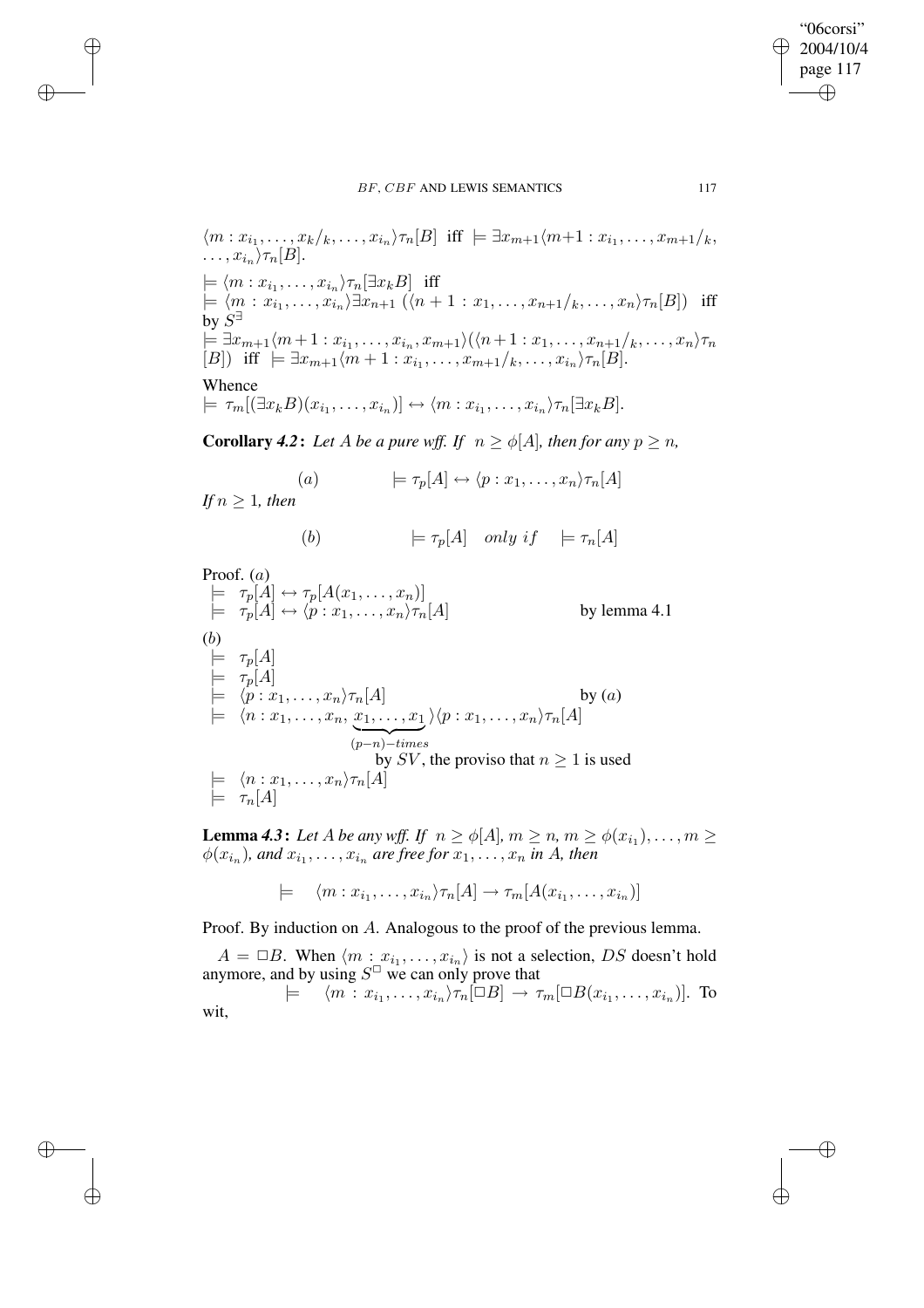$\langle m : x_{i_1}, \ldots, x_k/_k, \ldots, x_{i_n}\rangle\tau_n[B]$ iff $\models \exists x_{m+1}\langle m{+}1 : x_{i_1}, \ldots, x_{m+1}/_k, \ldots, x_{i_n}\rangle\tau_n[B]$.

$\models \langle m : x_{i_1}, \ldots, x_{i_n}\rangle\tau_n[\exists x_k B]$ iff
$\models \langle m : x_{i_1}, \ldots, x_{i_n}\rangle\exists x_{n+1}\,(\langle n+1 : x_1, \ldots, x_{n+1}/_k, \ldots, x_n\rangle\tau_n[B])$ iff by $S^{\exists}$
$\models \exists x_{m+1}\langle m{+}1 : x_{i_1}, \ldots, x_{i_n}, x_{m+1}\rangle(\langle n{+}1 : x_1, \ldots, x_{n+1}/_k, \ldots, x_n\rangle\tau_n[B])$ iff $\models \exists x_{m+1}\langle m+1 : x_{i_1}, \ldots, x_{m+1}/_k, \ldots, x_{i_n}\rangle\tau_n[B]$.

Whence
$\models \tau_m[(\exists x_k B)(x_{i_1}, \ldots, x_{i_n})] \leftrightarrow \langle m : x_{i_1}, \ldots, x_{i_n}\rangle\tau_n[\exists x_k B]$.

**Corollary *4.2*:** *Let $A$ be a pure wff. If $n \geq \phi[A]$, then for any $p \geq n$,*

$$(a) \qquad \models \tau_p[A] \leftrightarrow \langle p : x_1, \ldots, x_n\rangle\tau_n[A]$$

*If $n \geq 1$, then*

$$(b) \qquad \models \tau_p[A] \quad only\ if \quad \models \tau_n[A]$$

Proof. $(a)$

$\models \ \tau_p[A] \leftrightarrow \tau_p[A(x_1, \ldots, x_n)]$
$\models \ \tau_p[A] \leftrightarrow \langle p : x_1, \ldots, x_n\rangle\tau_n[A]$ by lemma 4.1

$(b)$

$\models \ \tau_p[A]$
$\models \ \tau_p[A]$
$\models \ \langle p : x_1, \ldots, x_n\rangle\tau_n[A]$ by $(a)$
$\models \ \langle n : x_1, \ldots, x_n, \underbrace{x_1, \ldots, x_1}_{(p-n)-times}\rangle\langle p : x_1, \ldots, x_n\rangle\tau_n[A]$
by $SV$, the proviso that $n \geq 1$ is used
$\models \ \langle n : x_1, \ldots, x_n\rangle\tau_n[A]$
$\models \ \tau_n[A]$

**Lemma *4.3*:** *Let $A$ be any wff. If $n \geq \phi[A]$, $m \geq n$, $m \geq \phi(x_{i_1}), \ldots, m \geq \phi(x_{i_n})$, and $x_{i_1}, \ldots, x_{i_n}$ are free for $x_1, \ldots, x_n$ in $A$, then*

$$\models \quad \langle m : x_{i_1}, \ldots, x_{i_n}\rangle\tau_n[A] \rightarrow \tau_m[A(x_{i_1}, \ldots, x_{i_n})]$$

Proof. By induction on $A$. Analogous to the proof of the previous lemma.

$A = \Box B$. When $\langle m : x_{i_1}, \ldots, x_{i_n}\rangle$ is not a selection, $DS$ doesn't hold anymore, and by using $S^{\Box}$ we can only prove that $\models \quad \langle m : x_{i_1}, \ldots, x_{i_n}\rangle\tau_n[\Box B] \rightarrow \tau_m[\Box B(x_{i_1}, \ldots, x_{i_n})]$. To wit,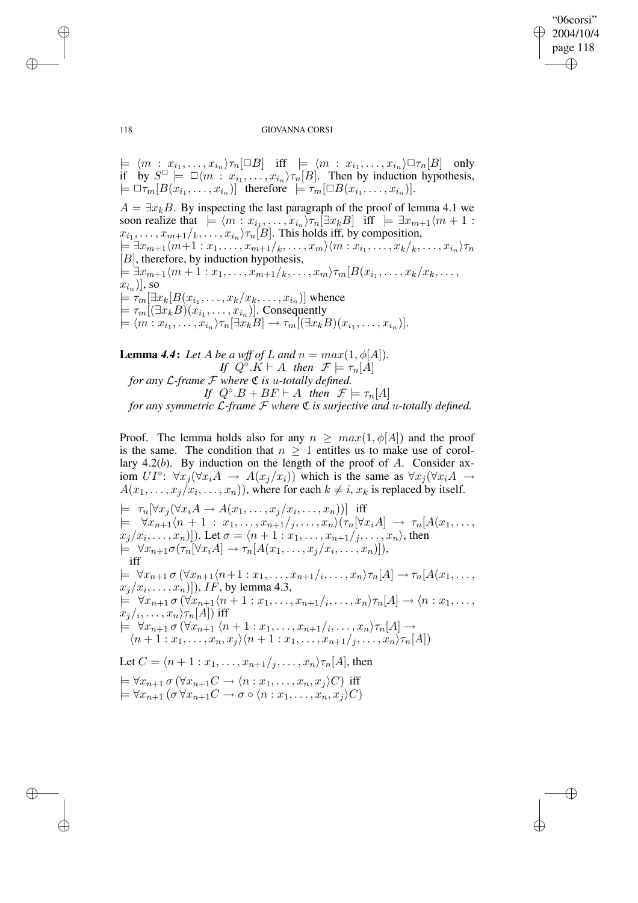$\models \langle m : x_{i_1}, \ldots, x_{i_n}\rangle\tau_n[\Box B]$ iff $\models \langle m : x_{i_1}, \ldots, x_{i_n}\rangle\Box\tau_n[B]$ only if by $S^{\Box} \models \Box\langle m : x_{i_1}, \ldots, x_{i_n}\rangle\tau_n[B]$. Then by induction hypothesis, $\models \Box\tau_m[B(x_{i_1}, \ldots, x_{i_n})]$ therefore $\models \tau_m[\Box B(x_{i_1}, \ldots, x_{i_n})]$.

$A = \exists x_k B$. By inspecting the last paragraph of the proof of lemma 4.1 we soon realize that $\models \langle m : x_{i_1}, \ldots, x_{i_n}\rangle\tau_n[\exists x_k B]$ iff $\models \exists x_{m+1}\langle m+1 : x_{i_1}, \ldots, x_{m+1}/_k, \ldots, x_{i_n}\rangle\tau_n[B]$. This holds iff, by composition,
$\models \exists x_{m+1}\langle m{+}1 : x_1, \ldots, x_{m+1}/_k, \ldots, x_m\rangle\langle m : x_{i_1}, \ldots, x_k/_k, \ldots, x_{i_n}\rangle\tau_n$ $[B]$, therefore, by induction hypothesis,
$\models \exists x_{m+1}\langle m+1 : x_1, \ldots, x_{m+1}/_k, \ldots, x_m\rangle\tau_m[B(x_{i_1}, \ldots, x_k/x_k, \ldots, x_{i_n})]$, so
$\models \tau_m[\exists x_k[B(x_{i_1}, \ldots, x_k/x_k, \ldots, x_{i_n})]$ whence
$\models \tau_m[(\exists x_k B)(x_{i_1}, \ldots, x_{i_n})]$. Consequently
$\models \langle m : x_{i_1}, \ldots, x_{i_n}\rangle\tau_n[\exists x_k B] \to \tau_m[(\exists x_k B)(x_{i_1}, \ldots, x_{i_n})]$.

**Lemma 4.4:** *Let $A$ be a wff of $L$ and $n = max(1, \phi[A])$.*

*If $Q^{\circ}.K \vdash A$ then $\mathcal{F} \models \tau_n[A]$*

*for any $\mathcal{L}$-frame $\mathcal{F}$ where $\mathfrak{C}$ is u-totally defined.*

*If $Q^{\circ}.B + BF \vdash A$ then $\mathcal{F} \models \tau_n[A]$*

*for any symmetric $\mathcal{L}$-frame $\mathcal{F}$ where $\mathfrak{C}$ is surjective and u-totally defined.*

Proof. The lemma holds also for any $n \geq max(1, \phi[A])$ and the proof is the same. The condition that $n \geq 1$ entitles us to make use of corollary 4.2($b$). By induction on the length of the proof of $A$. Consider axiom $UI^{\circ}$: $\forall x_j(\forall x_i A \to A(x_j/x_i))$ which is the same as $\forall x_j(\forall x_i A \to A(x_1, \ldots, x_j/x_i, \ldots, x_n))$, where for each $k \neq i$, $x_k$ is replaced by itself.

$\models \tau_n[\forall x_j(\forall x_i A \to A(x_1, \ldots, x_j/x_i, \ldots, x_n))]$ iff
$\models \forall x_{n+1}\langle n+1 : x_1, \ldots, x_{n+1}/_j, \ldots, x_n\rangle(\tau_n[\forall x_i A] \to \tau_n[A(x_1, \ldots, x_j/x_i, \ldots, x_n)])$. Let $\sigma = \langle n+1 : x_1, \ldots, x_{n+1}/_j, \ldots, x_n\rangle$, then
$\models \forall x_{n+1}\sigma(\tau_n[\forall x_i A] \to \tau_n[A(x_1, \ldots, x_j/x_i, \ldots, x_n)])$,
iff
$\models \forall x_{n+1}\,\sigma\,(\forall x_{n+1}\langle n{+}1 : x_1, \ldots, x_{n+1}/_i, \ldots, x_n\rangle\tau_n[A] \to \tau_n[A(x_1, \ldots, x_j/x_i, \ldots, x_n)])$, $IF$, by lemma 4.3,
$\models \forall x_{n+1}\,\sigma\,(\forall x_{n+1}\langle n+1 : x_1, \ldots, x_{n+1}/_i, \ldots, x_n\rangle\tau_n[A] \to \langle n : x_1, \ldots, x_j/_i, \ldots, x_n\rangle\tau_n[A])$ iff
$\models \forall x_{n+1}\,\sigma\,(\forall x_{n+1}\,\langle n+1 : x_1, \ldots, x_{n+1}/_i, \ldots, x_n\rangle\tau_n[A] \to \langle n+1 : x_1, \ldots, x_n, x_j\rangle\langle n+1 : x_1, \ldots, x_{n+1}/_j, \ldots, x_n\rangle\tau_n[A])$

Let $C = \langle n+1 : x_1, \ldots, x_{n+1}/_j, \ldots, x_n\rangle\tau_n[A]$, then

$\models \forall x_{n+1}\,\sigma\,(\forall x_{n+1}C \to \langle n : x_1, \ldots, x_n, x_j\rangle C)$ iff
$\models \forall x_{n+1}\,(\sigma\,\forall x_{n+1}C \to \sigma \circ \langle n : x_1, \ldots, x_n, x_j\rangle C)$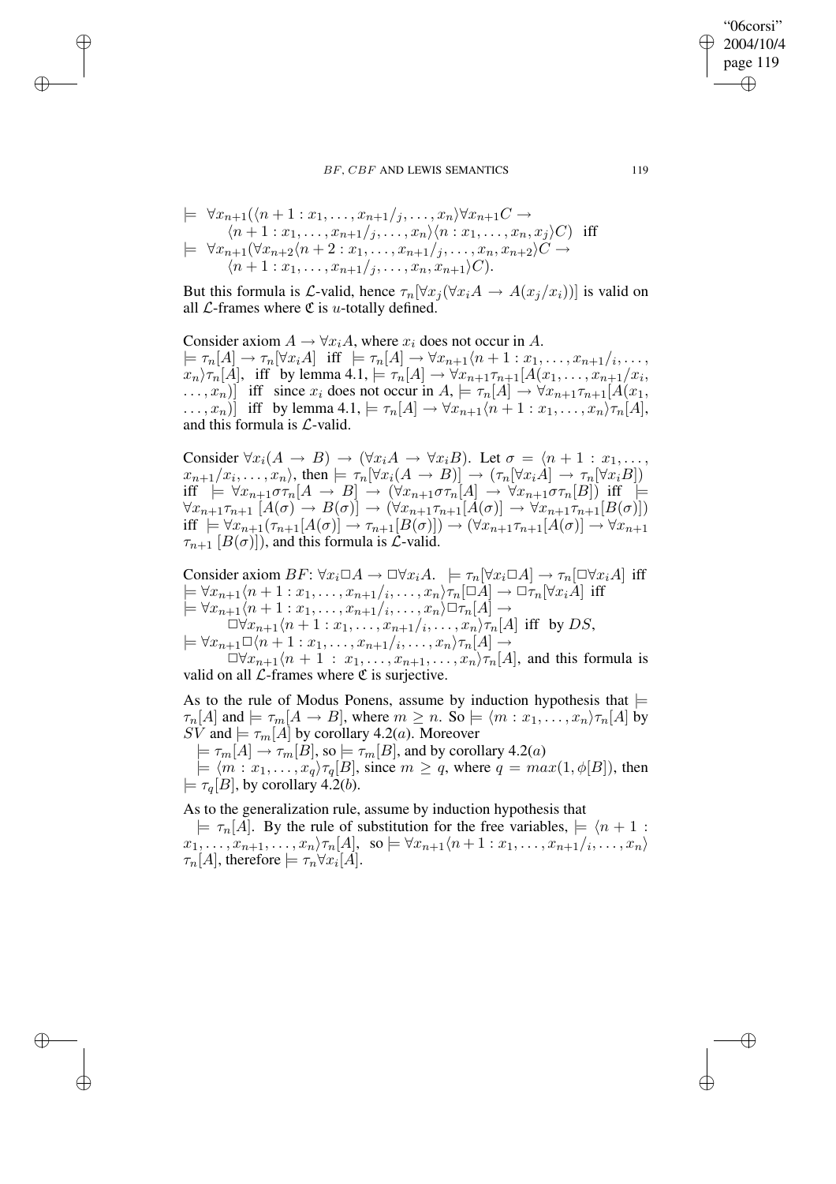$$\models \; \forall x_{n+1}(\langle n+1 : x_1, \ldots, x_{n+1}/_j, \ldots, x_n\rangle \forall x_{n+1} C \rightarrow$$
$$\langle n+1 : x_1, \ldots, x_{n+1}/_j, \ldots, x_n\rangle\langle n : x_1, \ldots, x_n, x_j\rangle C) \;\text{ iff}$$
$$\models \; \forall x_{n+1}(\forall x_{n+2}\langle n+2 : x_1, \ldots, x_{n+1}/_j, \ldots, x_n, x_{n+2}\rangle C \rightarrow$$
$$\langle n+1 : x_1, \ldots, x_{n+1}/_j, \ldots, x_n, x_{n+1}\rangle C).$$

But this formula is $\mathcal{L}$-valid, hence $\tau_n[\forall x_j(\forall x_i A \rightarrow A(x_j/x_i))]$ is valid on all $\mathcal{L}$-frames where $\mathfrak{C}$ is $u$-totally defined.

Consider axiom $A \rightarrow \forall x_i A$, where $x_i$ does not occur in $A$. $\models \tau_n[A] \rightarrow \tau_n[\forall x_i A]$ iff $\models \tau_n[A] \rightarrow \forall x_{n+1}\langle n+1 : x_1, \ldots, x_{n+1}/_i, \ldots, x_n\rangle \tau_n[A]$, iff by lemma 4.1, $\models \tau_n[A] \rightarrow \forall x_{n+1}\tau_{n+1}[A(x_1, \ldots, x_{n+1}/x_i, \ldots, x_n)]$ iff since $x_i$ does not occur in $A$, $\models \tau_n[A] \rightarrow \forall x_{n+1}\tau_{n+1}[A(x_1, \ldots, x_n)]$ iff by lemma 4.1, $\models \tau_n[A] \rightarrow \forall x_{n+1}\langle n+1 : x_1, \ldots, x_n\rangle \tau_n[A]$, and this formula is $\mathcal{L}$-valid.

Consider $\forall x_i(A \rightarrow B) \rightarrow (\forall x_i A \rightarrow \forall x_i B)$. Let $\sigma = \langle n+1 : x_1, \ldots, x_{n+1}/x_i, \ldots, x_n\rangle$, then $\models \tau_n[\forall x_i(A \rightarrow B)] \rightarrow (\tau_n[\forall x_i A] \rightarrow \tau_n[\forall x_i B])$ iff $\models \forall x_{n+1}\sigma\tau_n[A \rightarrow B] \rightarrow (\forall x_{n+1}\sigma\tau_n[A] \rightarrow \forall x_{n+1}\sigma\tau_n[B])$ iff $\models \forall x_{n+1}\tau_{n+1}[A(\sigma) \rightarrow B(\sigma)] \rightarrow (\forall x_{n+1}\tau_{n+1}[A(\sigma)] \rightarrow \forall x_{n+1}\tau_{n+1}[B(\sigma)])$ iff $\models \forall x_{n+1}(\tau_{n+1}[A(\sigma)] \rightarrow \tau_{n+1}[B(\sigma)]) \rightarrow (\forall x_{n+1}\tau_{n+1}[A(\sigma)] \rightarrow \forall x_{n+1}\tau_{n+1}[B(\sigma)])$, and this formula is $\mathcal{L}$-valid.

Consider axiom $BF$: $\forall x_i \Box A \rightarrow \Box\forall x_i A$. $\models \tau_n[\forall x_i \Box A] \rightarrow \tau_n[\Box\forall x_i A]$ iff $\models \forall x_{n+1}\langle n+1 : x_1, \ldots, x_{n+1}/_i, \ldots, x_n\rangle \tau_n[\Box A] \rightarrow \Box\tau_n[\forall x_i A]$ iff $\models \forall x_{n+1}\langle n+1 : x_1, \ldots, x_{n+1}/_i, \ldots, x_n\rangle \Box\tau_n[A] \rightarrow \Box\forall x_{n+1}\langle n+1 : x_1, \ldots, x_{n+1}/_i, \ldots, x_n\rangle \tau_n[A]$ iff by $DS$, $\models \forall x_{n+1}\Box\langle n+1 : x_1, \ldots, x_{n+1}/_i, \ldots, x_n\rangle \tau_n[A] \rightarrow \Box\forall x_{n+1}\langle n+1 : x_1, \ldots, x_{n+1}, \ldots, x_n\rangle \tau_n[A]$, and this formula is valid on all $\mathcal{L}$-frames where $\mathfrak{C}$ is surjective.

As to the rule of Modus Ponens, assume by induction hypothesis that $\models \tau_n[A]$ and $\models \tau_m[A \rightarrow B]$, where $m \geq n$. So $\models \langle m : x_1, \ldots, x_n\rangle \tau_n[A]$ by $SV$ and $\models \tau_m[A]$ by corollary 4.2($a$). Moreover $\models \tau_m[A] \rightarrow \tau_m[B]$, so $\models \tau_m[B]$, and by corollary 4.2($a$) $\models \langle m : x_1, \ldots, x_q\rangle \tau_q[B]$, since $m \geq q$, where $q = max(1, \phi[B])$, then $\models \tau_q[B]$, by corollary 4.2($b$).

As to the generalization rule, assume by induction hypothesis that $\models \tau_n[A]$. By the rule of substitution for the free variables, $\models \langle n+1 : x_1, \ldots, x_{n+1}, \ldots, x_n\rangle \tau_n[A]$, so $\models \forall x_{n+1}\langle n+1 : x_1, \ldots, x_{n+1}/_i, \ldots, x_n\rangle \tau_n[A]$, therefore $\models \tau_n\forall x_i[A]$.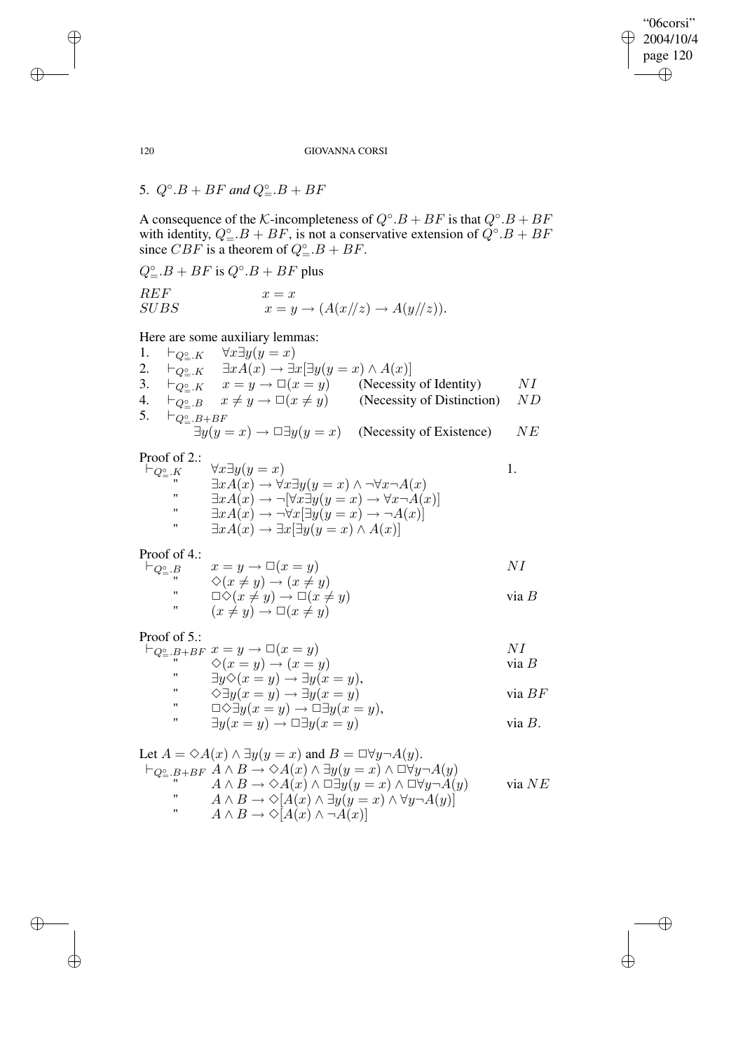## 5. $Q^{\circ}.B + BF$ and $Q^{\circ}_{=}.B + BF$

A consequence of the $\mathcal{K}$-incompleteness of $Q^{\circ}.B + BF$ is that $Q^{\circ}.B + BF$ with identity, $Q^{\circ}_{=}.B + BF$, is not a conservative extension of $Q^{\circ}.B + BF$ since $CBF$ is a theorem of $Q^{\circ}_{=}.B + BF$.

$Q^{\circ}_{=}.B + BF$ is $Q^{\circ}.B + BF$ plus

| | |
|---|---|
| $REF$ | $x = x$ |
| $SUBS$ | $x = y \rightarrow (A(x//z) \rightarrow A(y//z))$. |

Here are some auxiliary lemmas:

1. $\vdash_{Q^{\circ}_{=}.K} \quad \forall x \exists y(y = x)$
2. $\vdash_{Q^{\circ}_{=}.K} \quad \exists x A(x) \rightarrow \exists x[\exists y(y = x) \wedge A(x)]$
3. $\vdash_{Q^{\circ}_{=}.K} \quad x = y \rightarrow \Box(x = y)$ (Necessity of Identity) $NI$
4. $\vdash_{Q^{\circ}_{=}.B} \quad x \neq y \rightarrow \Box(x \neq y)$ (Necessity of Distinction) $ND$
5. $\vdash_{Q^{\circ}_{=}.B+BF}$
   $\exists y(y = x) \rightarrow \Box \exists y(y = x)$ (Necessity of Existence) $NE$

Proof of 2.:

| | | |
|---|---|---|
| $\vdash_{Q^{\circ}_{=}.K}$ | $\forall x \exists y(y = x)$ | 1. |
| " | $\exists x A(x) \rightarrow \forall x \exists y(y = x) \wedge \neg \forall x \neg A(x)$ | |
| " | $\exists x A(x) \rightarrow \neg[\forall x \exists y(y = x) \rightarrow \forall x \neg A(x)]$ | |
| " | $\exists x A(x) \rightarrow \neg \forall x[\exists y(y = x) \rightarrow \neg A(x)]$ | |
| " | $\exists x A(x) \rightarrow \exists x[\exists y(y = x) \wedge A(x)]$ | |

Proof of 4.:

| | | |
|---|---|---|
| $\vdash_{Q^{\circ}_{=}.B}$ | $x = y \rightarrow \Box(x = y)$ | $NI$ |
| " | $\Diamond(x \neq y) \rightarrow (x \neq y)$ | |
| " | $\Box\Diamond(x \neq y) \rightarrow \Box(x \neq y)$ | via $B$ |
| " | $(x \neq y) \rightarrow \Box(x \neq y)$ | |

Proof of 5.:

| | | |
|---|---|---|
| $\vdash_{Q^{\circ}_{=}.B+BF}$ | $x = y \rightarrow \Box(x = y)$ | $NI$ |
| " | $\Diamond(x = y) \rightarrow (x = y)$ | via $B$ |
| " | $\exists y \Diamond(x = y) \rightarrow \exists y(x = y)$, | |
| " | $\Diamond \exists y(x = y) \rightarrow \exists y(x = y)$ | via $BF$ |
| " | $\Box\Diamond \exists y(x = y) \rightarrow \Box \exists y(x = y)$, | |
| " | $\exists y(x = y) \rightarrow \Box \exists y(x = y)$ | via $B$. |

Let $A = \Diamond A(x) \wedge \exists y(y = x)$ and $B = \Box \forall y \neg A(y)$.

| | | |
|---|---|---|
| $\vdash_{Q^{\circ}_{=}.B+BF}$ | $A \wedge B \rightarrow \Diamond A(x) \wedge \exists y(y = x) \wedge \Box \forall y \neg A(y)$ | |
| " | $A \wedge B \rightarrow \Diamond A(x) \wedge \Box \exists y(y = x) \wedge \Box \forall y \neg A(y)$ | via $NE$ |
| " | $A \wedge B \rightarrow \Diamond[A(x) \wedge \exists y(y = x) \wedge \forall y \neg A(y)]$ | |
| " | $A \wedge B \rightarrow \Diamond[A(x) \wedge \neg A(x)]$ | |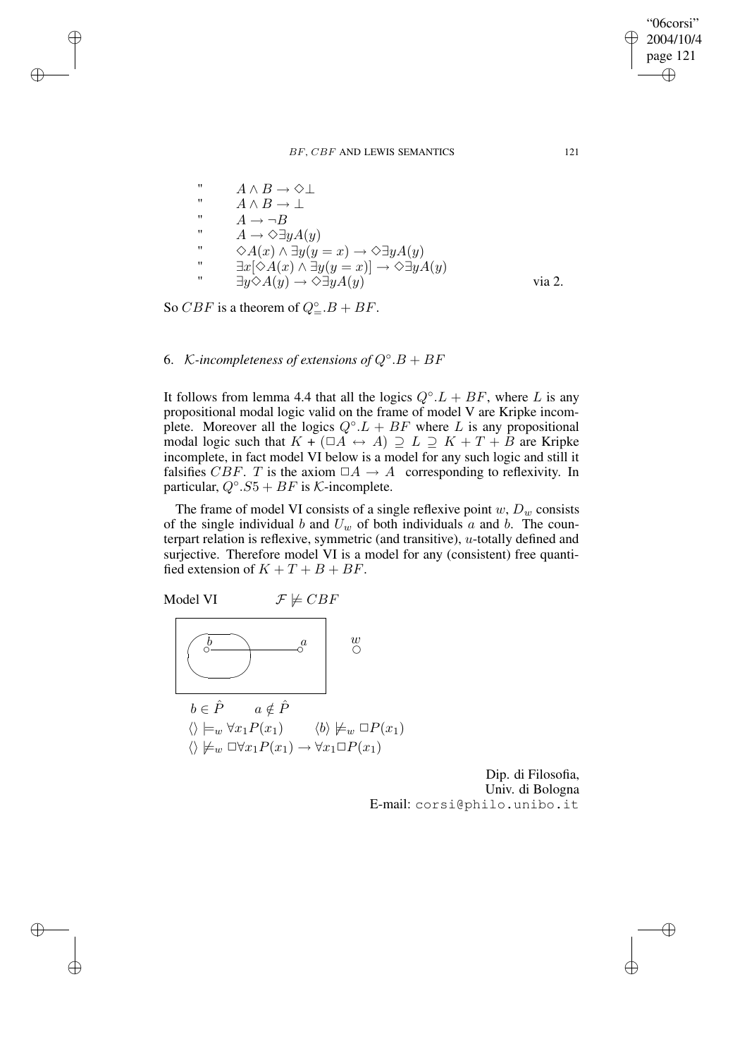" $\quad A \wedge B \rightarrow \Diamond\bot$

" $\quad A \wedge B \rightarrow \bot$

" $\quad A \rightarrow \neg B$

" $\quad A \rightarrow \Diamond\exists y A(y)$

" $\quad \Diamond A(x) \wedge \exists y(y = x) \rightarrow \Diamond\exists y A(y)$

" $\quad \exists x[\Diamond A(x) \wedge \exists y(y = x)] \rightarrow \Diamond\exists y A(y)$

" $\quad \exists y \Diamond A(y) \rightarrow \Diamond\exists y A(y)$ $\qquad$ via 2.

So $CBF$ is a theorem of $Q^{\circ}_{=}.B + BF$.

## 6. $\mathcal{K}$-incompleteness of extensions of $Q^{\circ}.B + BF$

It follows from lemma 4.4 that all the logics $Q^{\circ}.L + BF$, where $L$ is any propositional modal logic valid on the frame of model V are Kripke incomplete. Moreover all the logics $Q^{\circ}.L + BF$ where $L$ is any propositional modal logic such that $K + (\Box A \leftrightarrow A) \supseteq L \supseteq K + T + B$ are Kripke incomplete, in fact model VI below is a model for any such logic and still it falsifies $CBF$. $T$ is the axiom $\Box A \rightarrow A$ corresponding to reflexivity. In particular, $Q^{\circ}.S5 + BF$ is $\mathcal{K}$-incomplete.

The frame of model VI consists of a single reflexive point $w$, $D_w$ consists of the single individual $b$ and $U_w$ of both individuals $a$ and $b$. The counterpart relation is reflexive, symmetric (and transitive), $u$-totally defined and surjective. Therefore model VI is a model for any (consistent) free quantified extension of $K + T + B + BF$.

Model VI $\qquad \mathcal{F} \not\models CBF$

$b \in \hat{P} \qquad a \notin \hat{P}$

$\langle\rangle \models_w \forall x_1 P(x_1) \qquad \langle b\rangle \not\models_w \Box P(x_1)$

$\langle\rangle \not\models_w \Box\forall x_1 P(x_1) \rightarrow \forall x_1 \Box P(x_1)$

Dip. di Filosofia,
Univ. di Bologna
E-mail: corsi@philo.unibo.it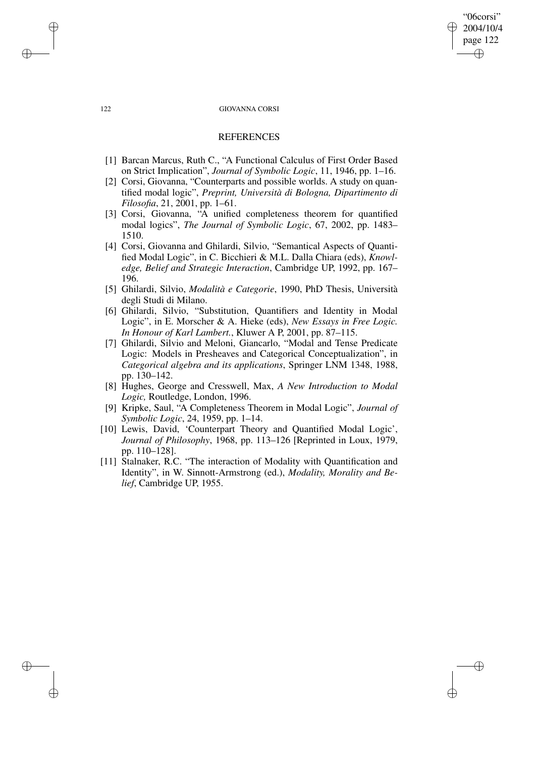## REFERENCES

[1] Barcan Marcus, Ruth C., "A Functional Calculus of First Order Based on Strict Implication", *Journal of Symbolic Logic*, 11, 1946, pp. 1–16.

[2] Corsi, Giovanna, "Counterparts and possible worlds. A study on quantified modal logic", *Preprint, Università di Bologna, Dipartimento di Filosofia*, 21, 2001, pp. 1–61.

[3] Corsi, Giovanna, "A unified completeness theorem for quantified modal logics", *The Journal of Symbolic Logic*, 67, 2002, pp. 1483–1510.

[4] Corsi, Giovanna and Ghilardi, Silvio, "Semantical Aspects of Quantified Modal Logic", in C. Bicchieri & M.L. Dalla Chiara (eds), *Knowledge, Belief and Strategic Interaction*, Cambridge UP, 1992, pp. 167–196.

[5] Ghilardi, Silvio, *Modalità e Categorie*, 1990, PhD Thesis, Università degli Studi di Milano.

[6] Ghilardi, Silvio, "Substitution, Quantifiers and Identity in Modal Logic", in E. Morscher & A. Hieke (eds), *New Essays in Free Logic. In Honour of Karl Lambert.*, Kluwer A P, 2001, pp. 87–115.

[7] Ghilardi, Silvio and Meloni, Giancarlo, "Modal and Tense Predicate Logic: Models in Presheaves and Categorical Conceptualization", in *Categorical algebra and its applications*, Springer LNM 1348, 1988, pp. 130–142.

[8] Hughes, George and Cresswell, Max, *A New Introduction to Modal Logic,* Routledge, London, 1996.

[9] Kripke, Saul, "A Completeness Theorem in Modal Logic", *Journal of Symbolic Logic*, 24, 1959, pp. 1–14.

[10] Lewis, David, 'Counterpart Theory and Quantified Modal Logic', *Journal of Philosophy*, 1968, pp. 113–126 [Reprinted in Loux, 1979, pp. 110–128].

[11] Stalnaker, R.C. "The interaction of Modality with Quantification and Identity", in W. Sinnott-Armstrong (ed.), *Modality, Morality and Belief*, Cambridge UP, 1955.